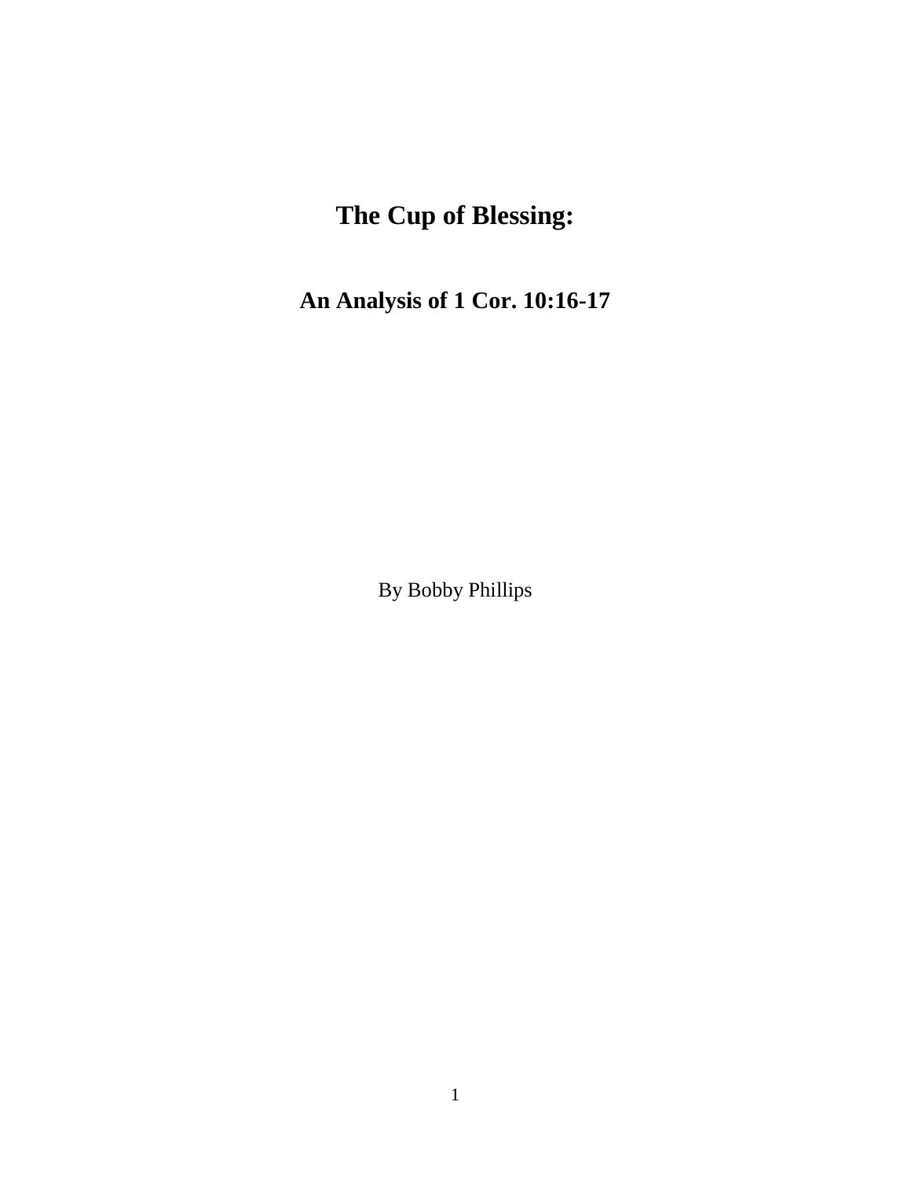# The Cup of Blessing:

## An Analysis of 1 Cor. 10:16-17

By Bobby Phillips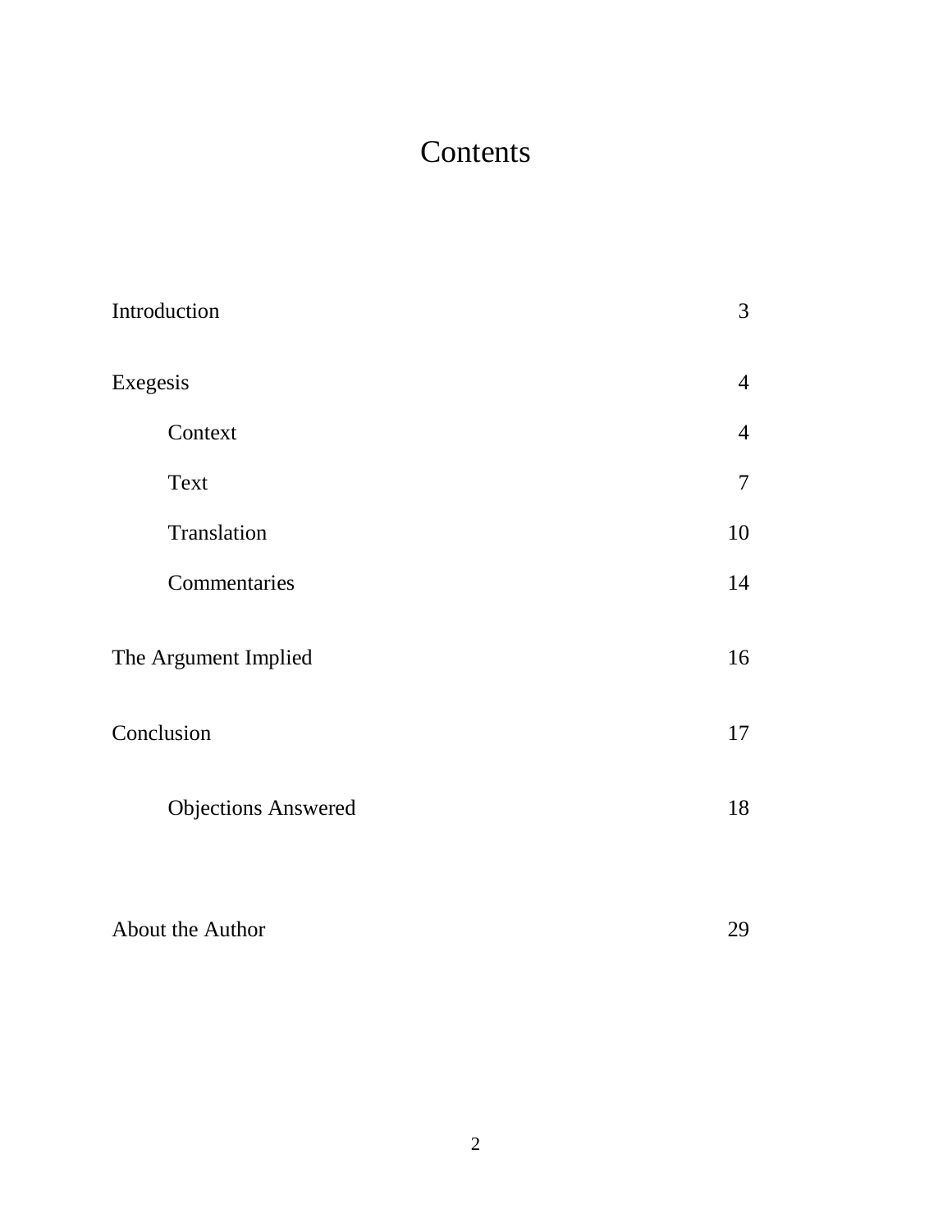# Contents

| | |
|---|---|
| Introduction | 3 |
| Exegesis | 4 |
| Context | 4 |
| Text | 7 |
| Translation | 10 |
| Commentaries | 14 |
| The Argument Implied | 16 |
| Conclusion | 17 |
| Objections Answered | 18 |
| About the Author | 29 |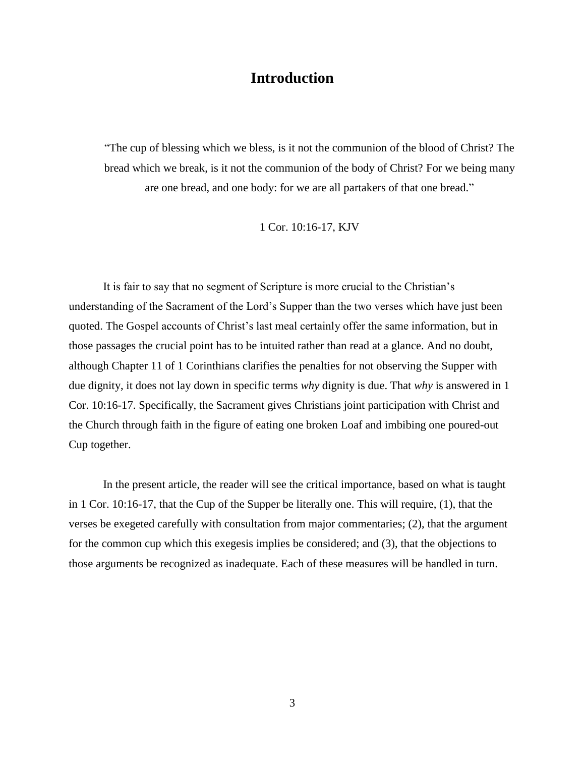# Introduction

> "The cup of blessing which we bless, is it not the communion of the blood of Christ? The bread which we break, is it not the communion of the body of Christ? For we being many are one bread, and one body: for we are all partakers of that one bread."
>
> 1 Cor. 10:16-17, KJV

It is fair to say that no segment of Scripture is more crucial to the Christian's understanding of the Sacrament of the Lord's Supper than the two verses which have just been quoted. The Gospel accounts of Christ's last meal certainly offer the same information, but in those passages the crucial point has to be intuited rather than read at a glance. And no doubt, although Chapter 11 of 1 Corinthians clarifies the penalties for not observing the Supper with due dignity, it does not lay down in specific terms *why* dignity is due. That *why* is answered in 1 Cor. 10:16-17. Specifically, the Sacrament gives Christians joint participation with Christ and the Church through faith in the figure of eating one broken Loaf and imbibing one poured-out Cup together.

In the present article, the reader will see the critical importance, based on what is taught in 1 Cor. 10:16-17, that the Cup of the Supper be literally one. This will require, (1), that the verses be exegeted carefully with consultation from major commentaries; (2), that the argument for the common cup which this exegesis implies be considered; and (3), that the objections to those arguments be recognized as inadequate. Each of these measures will be handled in turn.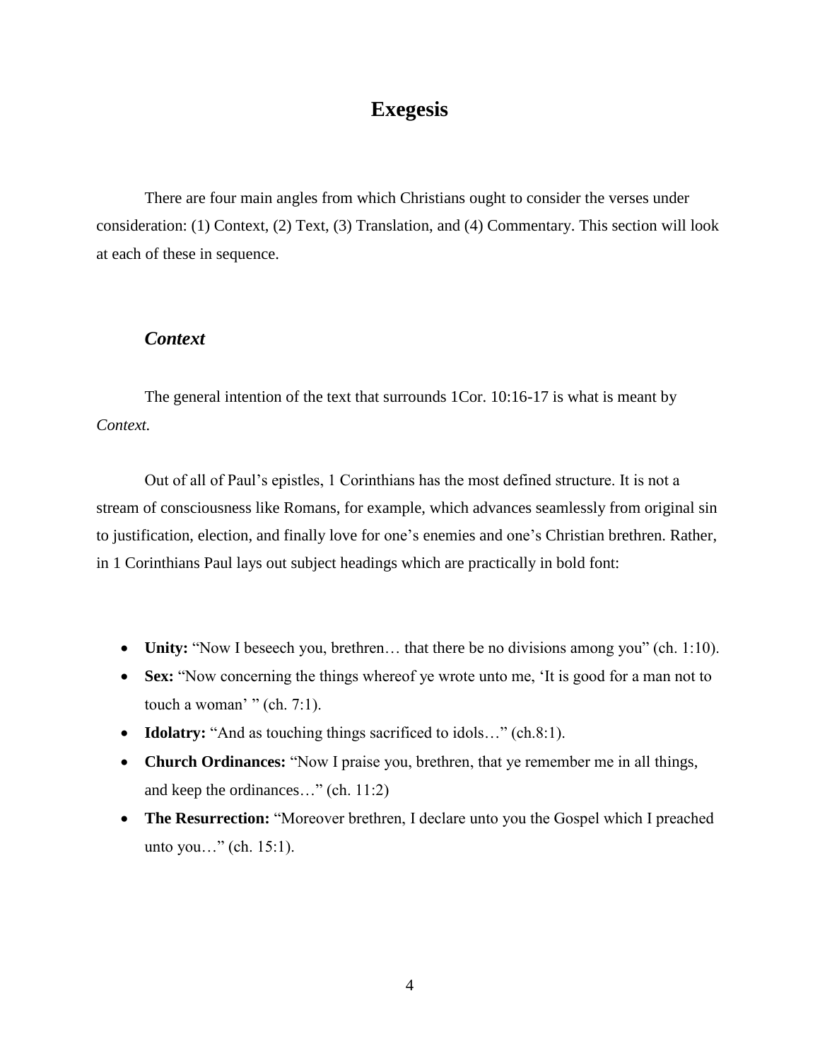# Exegesis

There are four main angles from which Christians ought to consider the verses under consideration: (1) Context, (2) Text, (3) Translation, and (4) Commentary. This section will look at each of these in sequence.

## *Context*

The general intention of the text that surrounds 1Cor. 10:16-17 is what is meant by *Context.*

Out of all of Paul's epistles, 1 Corinthians has the most defined structure. It is not a stream of consciousness like Romans, for example, which advances seamlessly from original sin to justification, election, and finally love for one's enemies and one's Christian brethren. Rather, in 1 Corinthians Paul lays out subject headings which are practically in bold font:

- **Unity:** "Now I beseech you, brethren… that there be no divisions among you" (ch. 1:10).
- **Sex:** "Now concerning the things whereof ye wrote unto me, 'It is good for a man not to touch a woman' " (ch. 7:1).
- **Idolatry:** "And as touching things sacrificed to idols…" (ch.8:1).
- **Church Ordinances:** "Now I praise you, brethren, that ye remember me in all things, and keep the ordinances…" (ch. 11:2)
- **The Resurrection:** "Moreover brethren, I declare unto you the Gospel which I preached unto you…" (ch. 15:1).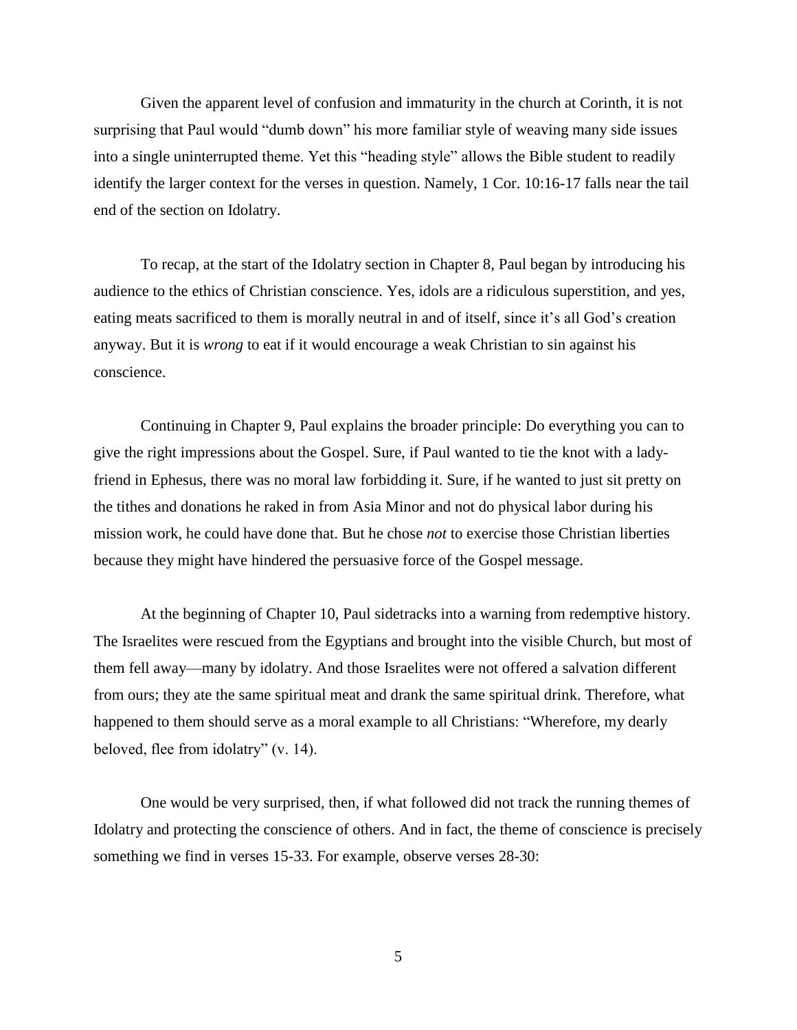Given the apparent level of confusion and immaturity in the church at Corinth, it is not surprising that Paul would "dumb down" his more familiar style of weaving many side issues into a single uninterrupted theme. Yet this "heading style" allows the Bible student to readily identify the larger context for the verses in question. Namely, 1 Cor. 10:16-17 falls near the tail end of the section on Idolatry.

To recap, at the start of the Idolatry section in Chapter 8, Paul began by introducing his audience to the ethics of Christian conscience. Yes, idols are a ridiculous superstition, and yes, eating meats sacrificed to them is morally neutral in and of itself, since it's all God's creation anyway. But it is *wrong* to eat if it would encourage a weak Christian to sin against his conscience.

Continuing in Chapter 9, Paul explains the broader principle: Do everything you can to give the right impressions about the Gospel. Sure, if Paul wanted to tie the knot with a lady-friend in Ephesus, there was no moral law forbidding it. Sure, if he wanted to just sit pretty on the tithes and donations he raked in from Asia Minor and not do physical labor during his mission work, he could have done that. But he chose *not* to exercise those Christian liberties because they might have hindered the persuasive force of the Gospel message.

At the beginning of Chapter 10, Paul sidetracks into a warning from redemptive history. The Israelites were rescued from the Egyptians and brought into the visible Church, but most of them fell away—many by idolatry. And those Israelites were not offered a salvation different from ours; they ate the same spiritual meat and drank the same spiritual drink. Therefore, what happened to them should serve as a moral example to all Christians: "Wherefore, my dearly beloved, flee from idolatry" (v. 14).

One would be very surprised, then, if what followed did not track the running themes of Idolatry and protecting the conscience of others. And in fact, the theme of conscience is precisely something we find in verses 15-33. For example, observe verses 28-30: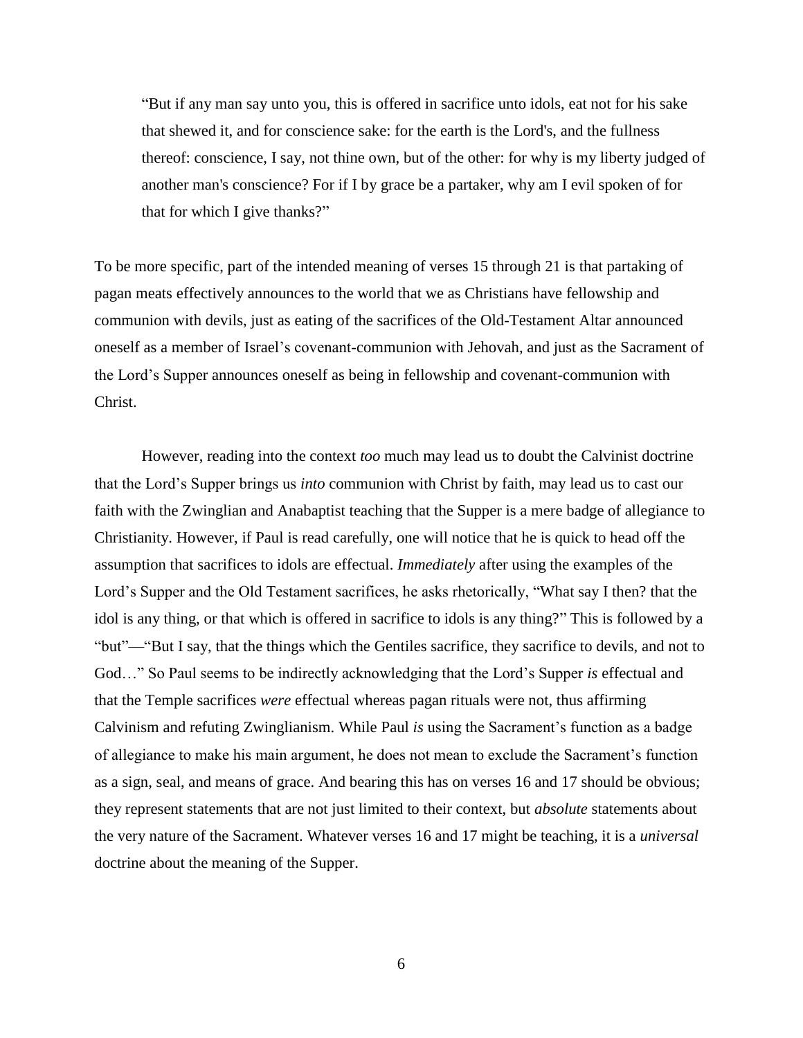> "But if any man say unto you, this is offered in sacrifice unto idols, eat not for his sake that shewed it, and for conscience sake: for the earth is the Lord's, and the fullness thereof: conscience, I say, not thine own, but of the other: for why is my liberty judged of another man's conscience? For if I by grace be a partaker, why am I evil spoken of for that for which I give thanks?"

To be more specific, part of the intended meaning of verses 15 through 21 is that partaking of pagan meats effectively announces to the world that we as Christians have fellowship and communion with devils, just as eating of the sacrifices of the Old-Testament Altar announced oneself as a member of Israel's covenant-communion with Jehovah, and just as the Sacrament of the Lord's Supper announces oneself as being in fellowship and covenant-communion with Christ.

However, reading into the context *too* much may lead us to doubt the Calvinist doctrine that the Lord's Supper brings us *into* communion with Christ by faith, may lead us to cast our faith with the Zwinglian and Anabaptist teaching that the Supper is a mere badge of allegiance to Christianity. However, if Paul is read carefully, one will notice that he is quick to head off the assumption that sacrifices to idols are effectual. *Immediately* after using the examples of the Lord's Supper and the Old Testament sacrifices, he asks rhetorically, "What say I then? that the idol is any thing, or that which is offered in sacrifice to idols is any thing?" This is followed by a "but"—"But I say, that the things which the Gentiles sacrifice, they sacrifice to devils, and not to God…" So Paul seems to be indirectly acknowledging that the Lord's Supper *is* effectual and that the Temple sacrifices *were* effectual whereas pagan rituals were not, thus affirming Calvinism and refuting Zwinglianism. While Paul *is* using the Sacrament's function as a badge of allegiance to make his main argument, he does not mean to exclude the Sacrament's function as a sign, seal, and means of grace. And bearing this has on verses 16 and 17 should be obvious; they represent statements that are not just limited to their context, but *absolute* statements about the very nature of the Sacrament. Whatever verses 16 and 17 might be teaching, it is a *universal* doctrine about the meaning of the Supper.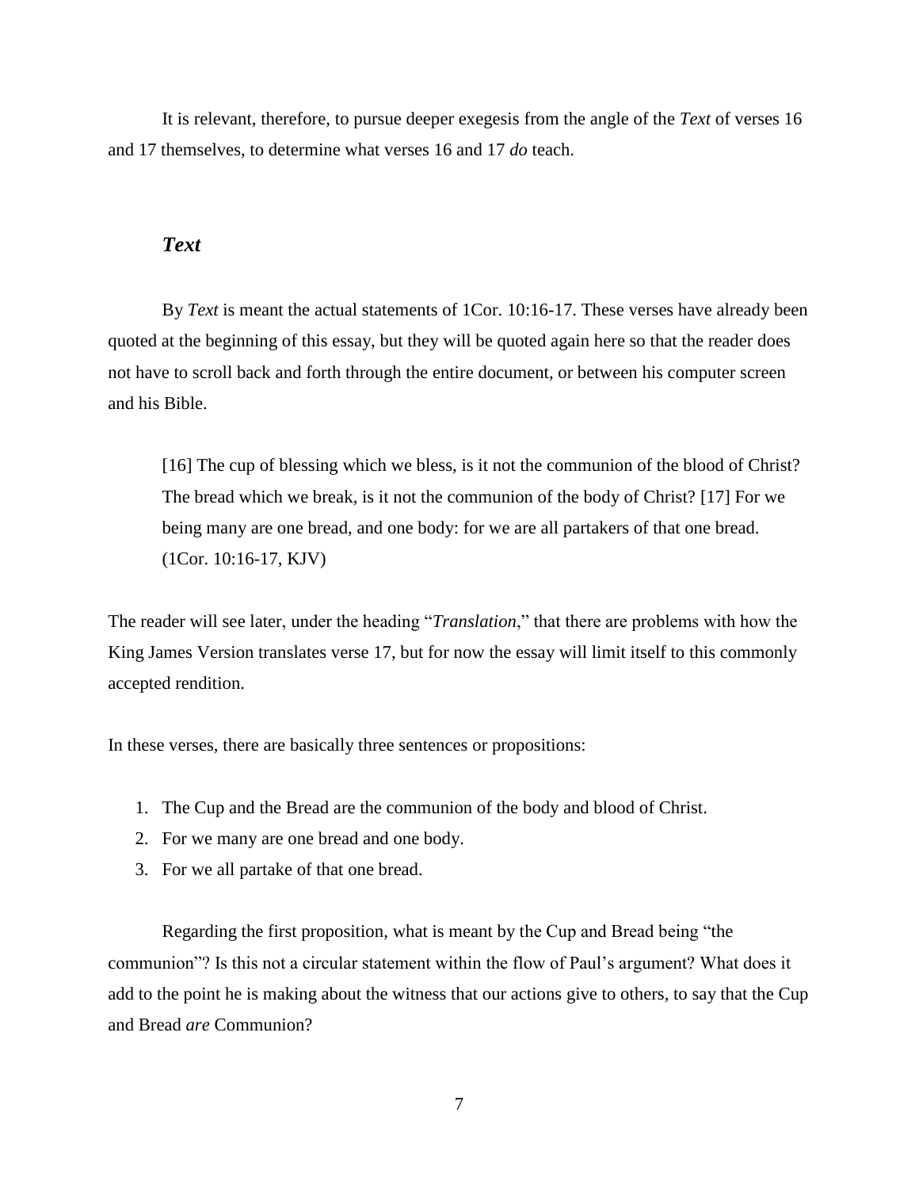It is relevant, therefore, to pursue deeper exegesis from the angle of the *Text* of verses 16 and 17 themselves, to determine what verses 16 and 17 *do* teach.

## *Text*

By *Text* is meant the actual statements of 1Cor. 10:16-17. These verses have already been quoted at the beginning of this essay, but they will be quoted again here so that the reader does not have to scroll back and forth through the entire document, or between his computer screen and his Bible.

> [16] The cup of blessing which we bless, is it not the communion of the blood of Christ? The bread which we break, is it not the communion of the body of Christ? [17] For we being many are one bread, and one body: for we are all partakers of that one bread. (1Cor. 10:16-17, KJV)

The reader will see later, under the heading "*Translation*," that there are problems with how the King James Version translates verse 17, but for now the essay will limit itself to this commonly accepted rendition.

In these verses, there are basically three sentences or propositions:

1. The Cup and the Bread are the communion of the body and blood of Christ.
2. For we many are one bread and one body.
3. For we all partake of that one bread.

Regarding the first proposition, what is meant by the Cup and Bread being "the communion"? Is this not a circular statement within the flow of Paul's argument? What does it add to the point he is making about the witness that our actions give to others, to say that the Cup and Bread *are* Communion?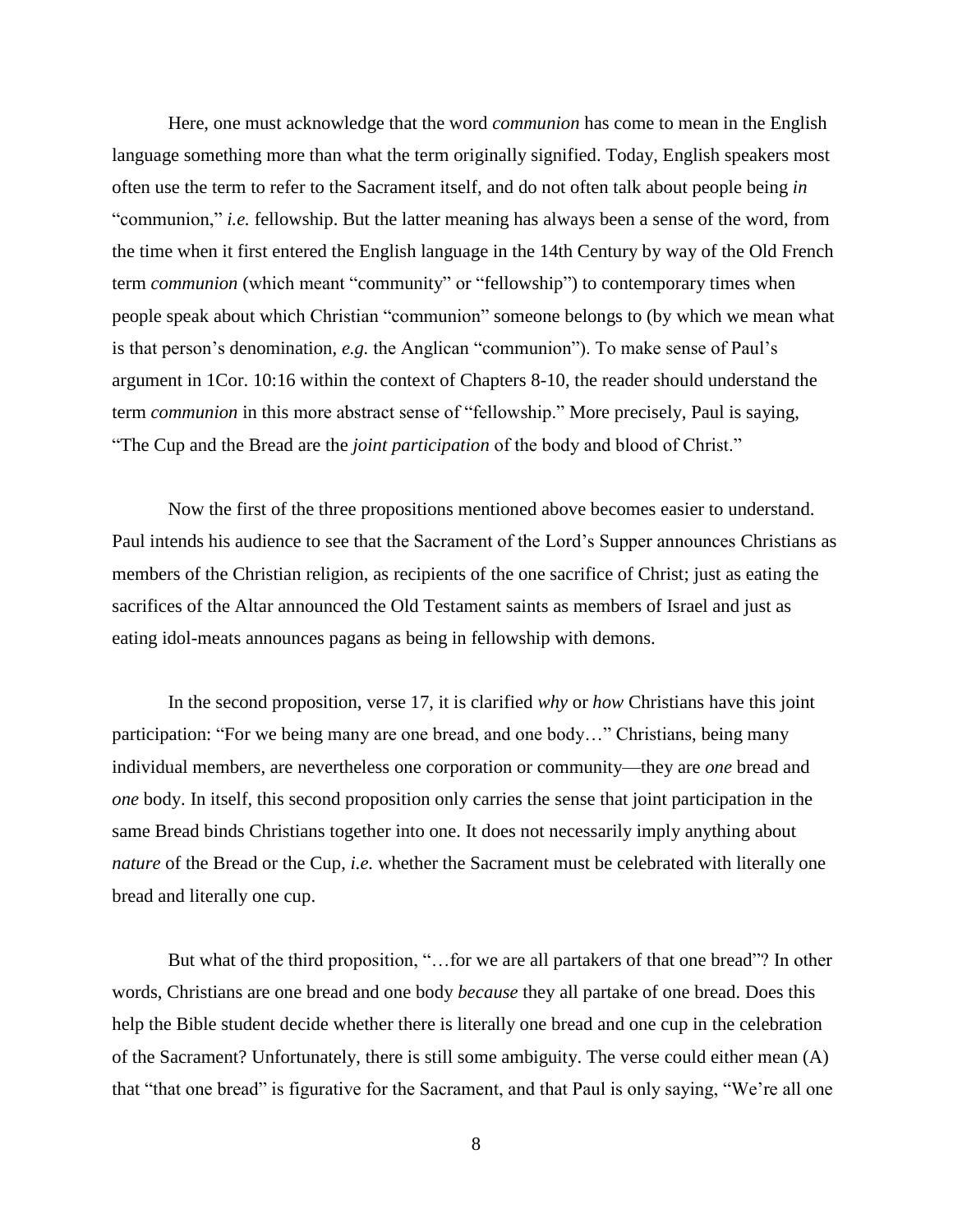Here, one must acknowledge that the word *communion* has come to mean in the English language something more than what the term originally signified. Today, English speakers most often use the term to refer to the Sacrament itself, and do not often talk about people being *in* "communion," *i.e.* fellowship. But the latter meaning has always been a sense of the word, from the time when it first entered the English language in the 14th Century by way of the Old French term *communion* (which meant "community" or "fellowship") to contemporary times when people speak about which Christian "communion" someone belongs to (by which we mean what is that person's denomination, *e.g.* the Anglican "communion"). To make sense of Paul's argument in 1Cor. 10:16 within the context of Chapters 8-10, the reader should understand the term *communion* in this more abstract sense of "fellowship." More precisely, Paul is saying, "The Cup and the Bread are the *joint participation* of the body and blood of Christ."

Now the first of the three propositions mentioned above becomes easier to understand. Paul intends his audience to see that the Sacrament of the Lord's Supper announces Christians as members of the Christian religion, as recipients of the one sacrifice of Christ; just as eating the sacrifices of the Altar announced the Old Testament saints as members of Israel and just as eating idol-meats announces pagans as being in fellowship with demons.

In the second proposition, verse 17, it is clarified *why* or *how* Christians have this joint participation: "For we being many are one bread, and one body…" Christians, being many individual members, are nevertheless one corporation or community—they are *one* bread and *one* body. In itself, this second proposition only carries the sense that joint participation in the same Bread binds Christians together into one. It does not necessarily imply anything about *nature* of the Bread or the Cup, *i.e.* whether the Sacrament must be celebrated with literally one bread and literally one cup.

But what of the third proposition, "…for we are all partakers of that one bread"? In other words, Christians are one bread and one body *because* they all partake of one bread. Does this help the Bible student decide whether there is literally one bread and one cup in the celebration of the Sacrament? Unfortunately, there is still some ambiguity. The verse could either mean (A) that "that one bread" is figurative for the Sacrament, and that Paul is only saying, "We're all one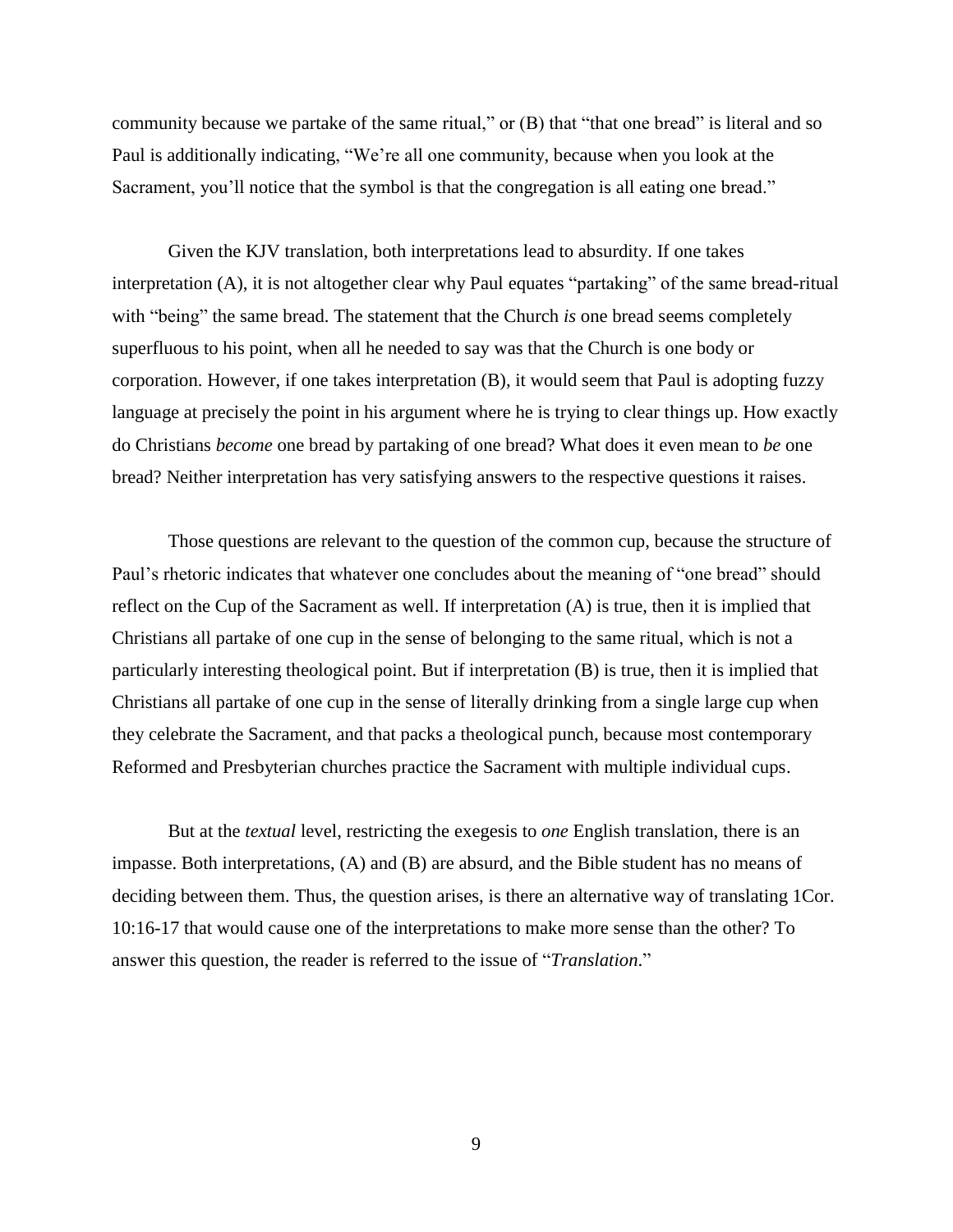community because we partake of the same ritual," or (B) that "that one bread" is literal and so Paul is additionally indicating, "We're all one community, because when you look at the Sacrament, you'll notice that the symbol is that the congregation is all eating one bread."

Given the KJV translation, both interpretations lead to absurdity. If one takes interpretation (A), it is not altogether clear why Paul equates "partaking" of the same bread-ritual with "being" the same bread. The statement that the Church *is* one bread seems completely superfluous to his point, when all he needed to say was that the Church is one body or corporation. However, if one takes interpretation (B), it would seem that Paul is adopting fuzzy language at precisely the point in his argument where he is trying to clear things up. How exactly do Christians *become* one bread by partaking of one bread? What does it even mean to *be* one bread? Neither interpretation has very satisfying answers to the respective questions it raises.

Those questions are relevant to the question of the common cup, because the structure of Paul's rhetoric indicates that whatever one concludes about the meaning of "one bread" should reflect on the Cup of the Sacrament as well. If interpretation (A) is true, then it is implied that Christians all partake of one cup in the sense of belonging to the same ritual, which is not a particularly interesting theological point. But if interpretation (B) is true, then it is implied that Christians all partake of one cup in the sense of literally drinking from a single large cup when they celebrate the Sacrament, and that packs a theological punch, because most contemporary Reformed and Presbyterian churches practice the Sacrament with multiple individual cups.

But at the *textual* level, restricting the exegesis to *one* English translation, there is an impasse. Both interpretations, (A) and (B) are absurd, and the Bible student has no means of deciding between them. Thus, the question arises, is there an alternative way of translating 1Cor. 10:16-17 that would cause one of the interpretations to make more sense than the other? To answer this question, the reader is referred to the issue of "*Translation*."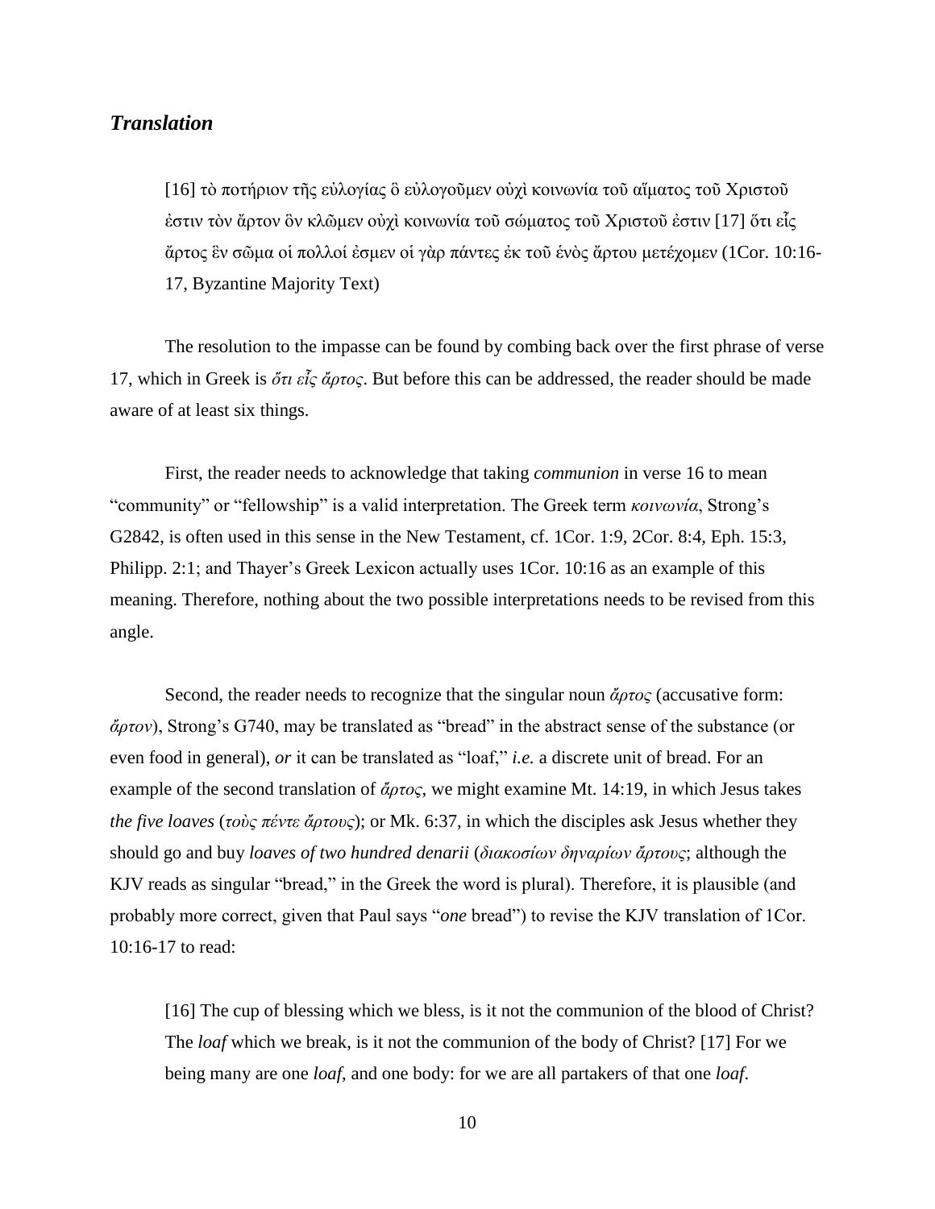## *Translation*

> [16] τὸ ποτήριον τῆς εὐλογίας ὃ εὐλογοῦμεν οὐχὶ κοινωνία τοῦ αἵματος τοῦ Χριστοῦ ἐστιν τὸν ἄρτον ὃν κλῶμεν οὐχὶ κοινωνία τοῦ σώματος τοῦ Χριστοῦ ἐστιν [17] ὅτι εἷς ἄρτος ἓν σῶμα οἱ πολλοί ἐσμεν οἱ γὰρ πάντες ἐκ τοῦ ἑνὸς ἄρτου μετέχομεν (1Cor. 10:16-17, Byzantine Majority Text)

The resolution to the impasse can be found by combing back over the first phrase of verse 17, which in Greek is *ὅτι εἷς ἄρτος*. But before this can be addressed, the reader should be made aware of at least six things.

First, the reader needs to acknowledge that taking *communion* in verse 16 to mean "community" or "fellowship" is a valid interpretation. The Greek term *κοινωνία*, Strong's G2842, is often used in this sense in the New Testament, cf. 1Cor. 1:9, 2Cor. 8:4, Eph. 15:3, Philipp. 2:1; and Thayer's Greek Lexicon actually uses 1Cor. 10:16 as an example of this meaning. Therefore, nothing about the two possible interpretations needs to be revised from this angle.

Second, the reader needs to recognize that the singular noun *ἄρτος* (accusative form: *ἄρτον*), Strong's G740, may be translated as "bread" in the abstract sense of the substance (or even food in general), *or* it can be translated as "loaf," *i.e.* a discrete unit of bread. For an example of the second translation of *ἄρτος*, we might examine Mt. 14:19, in which Jesus takes *the five loaves* (*τοὺς πέντε ἄρτους*); or Mk. 6:37, in which the disciples ask Jesus whether they should go and buy *loaves of two hundred denarii* (*διακοσίων δηναρίων ἄρτους*; although the KJV reads as singular "bread," in the Greek the word is plural). Therefore, it is plausible (and probably more correct, given that Paul says "*one* bread") to revise the KJV translation of 1Cor. 10:16-17 to read:

> [16] The cup of blessing which we bless, is it not the communion of the blood of Christ? The *loaf* which we break, is it not the communion of the body of Christ? [17] For we being many are one *loaf*, and one body: for we are all partakers of that one *loaf*.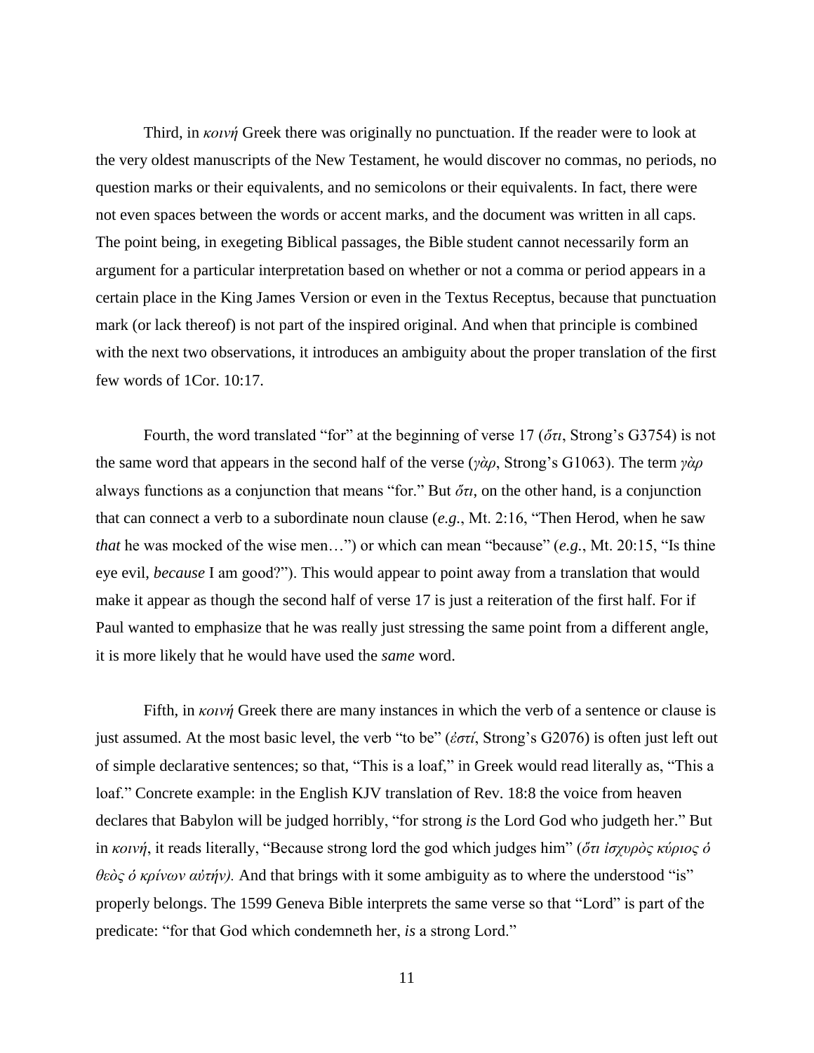Third, in *κοινή* Greek there was originally no punctuation. If the reader were to look at the very oldest manuscripts of the New Testament, he would discover no commas, no periods, no question marks or their equivalents, and no semicolons or their equivalents. In fact, there were not even spaces between the words or accent marks, and the document was written in all caps. The point being, in exegeting Biblical passages, the Bible student cannot necessarily form an argument for a particular interpretation based on whether or not a comma or period appears in a certain place in the King James Version or even in the Textus Receptus, because that punctuation mark (or lack thereof) is not part of the inspired original. And when that principle is combined with the next two observations, it introduces an ambiguity about the proper translation of the first few words of 1Cor. 10:17.

Fourth, the word translated "for" at the beginning of verse 17 (*ὅτι*, Strong's G3754) is not the same word that appears in the second half of the verse (*γὰρ*, Strong's G1063). The term *γὰρ* always functions as a conjunction that means "for." But *ὅτι*, on the other hand, is a conjunction that can connect a verb to a subordinate noun clause (*e.g.*, Mt. 2:16, "Then Herod, when he saw *that* he was mocked of the wise men…") or which can mean "because" (*e.g.*, Mt. 20:15, "Is thine eye evil, *because* I am good?"). This would appear to point away from a translation that would make it appear as though the second half of verse 17 is just a reiteration of the first half. For if Paul wanted to emphasize that he was really just stressing the same point from a different angle, it is more likely that he would have used the *same* word.

Fifth, in *κοινή* Greek there are many instances in which the verb of a sentence or clause is just assumed. At the most basic level, the verb "to be" (*ἐστί*, Strong's G2076) is often just left out of simple declarative sentences; so that, "This is a loaf," in Greek would read literally as, "This a loaf." Concrete example: in the English KJV translation of Rev. 18:8 the voice from heaven declares that Babylon will be judged horribly, "for strong *is* the Lord God who judgeth her." But in *κοινή*, it reads literally, "Because strong lord the god which judges him" (*ὅτι ἰσχυρὸς κύριος ὁ θεὸς ὁ κρίνων αὐτήν).* And that brings with it some ambiguity as to where the understood "is" properly belongs. The 1599 Geneva Bible interprets the same verse so that "Lord" is part of the predicate: "for that God which condemneth her, *is* a strong Lord."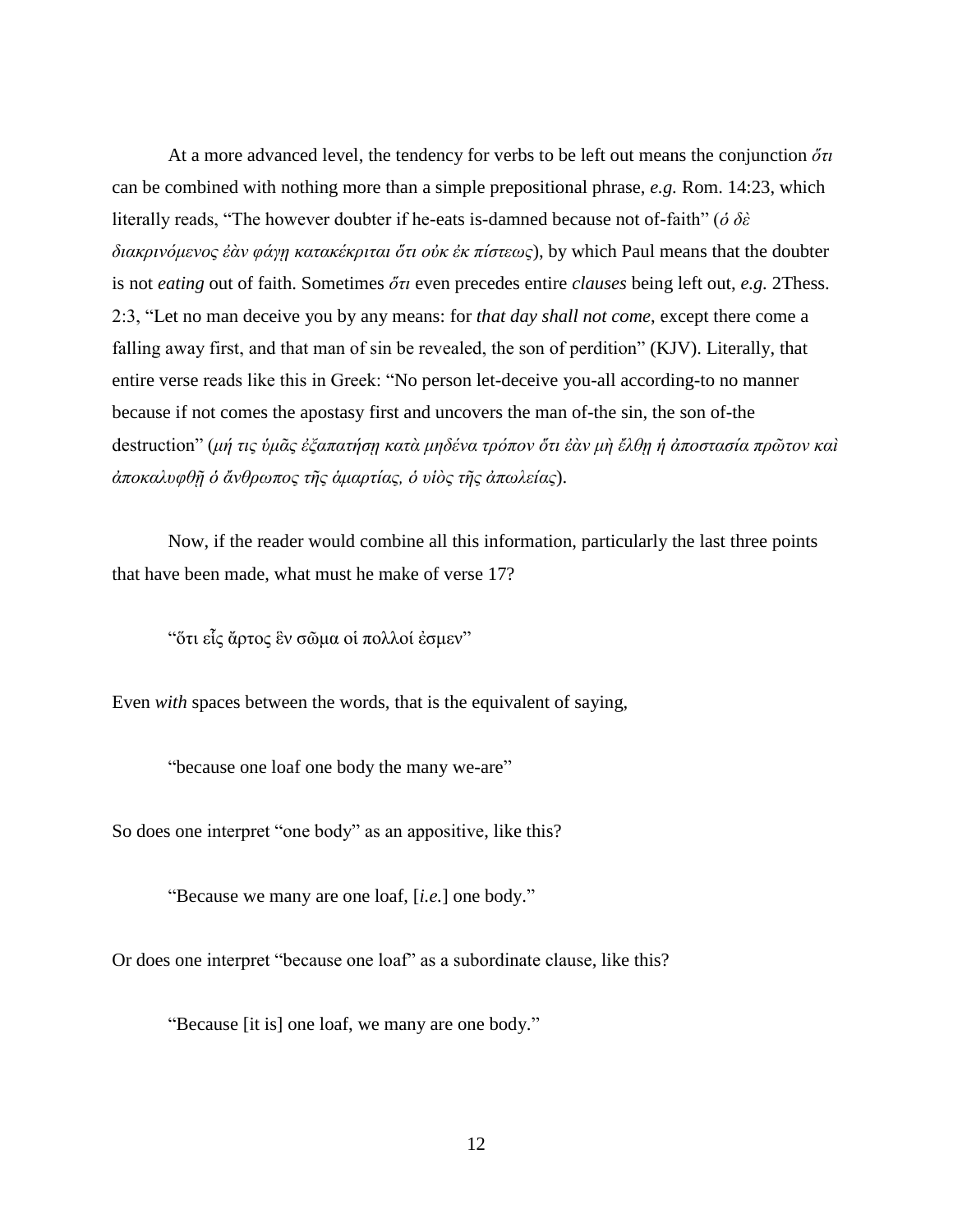At a more advanced level, the tendency for verbs to be left out means the conjunction *ὅτι* can be combined with nothing more than a simple prepositional phrase, *e.g.* Rom. 14:23, which literally reads, "The however doubter if he-eats is-damned because not of-faith" (*ὁ δὲ διακρινόμενος ἐὰν φάγῃ κατακέκριται ὅτι οὐκ ἐκ πίστεως*), by which Paul means that the doubter is not *eating* out of faith. Sometimes *ὅτι* even precedes entire *clauses* being left out, *e.g.* 2Thess. 2:3, "Let no man deceive you by any means: for *that day shall not come*, except there come a falling away first, and that man of sin be revealed, the son of perdition" (KJV). Literally, that entire verse reads like this in Greek: "No person let-deceive you-all according-to no manner because if not comes the apostasy first and uncovers the man of-the sin, the son of-the destruction" (*μή τις ὑμᾶς ἐξαπατήσῃ κατὰ μηδένα τρόπον ὅτι ἐὰν μὴ ἔλθῃ ἡ ἀποστασία πρῶτον καὶ ἀποκαλυφθῇ ὁ ἄνθρωπος τῆς ἁμαρτίας, ὁ υἱὸς τῆς ἀπωλείας*).

Now, if the reader would combine all this information, particularly the last three points that have been made, what must he make of verse 17?

"ὅτι εἷς ἄρτος ἓν σῶμα οἱ πολλοί ἐσμεν"

Even *with* spaces between the words, that is the equivalent of saying,

"because one loaf one body the many we-are"

So does one interpret "one body" as an appositive, like this?

"Because we many are one loaf, [*i.e.*] one body."

Or does one interpret "because one loaf" as a subordinate clause, like this?

"Because [it is] one loaf, we many are one body."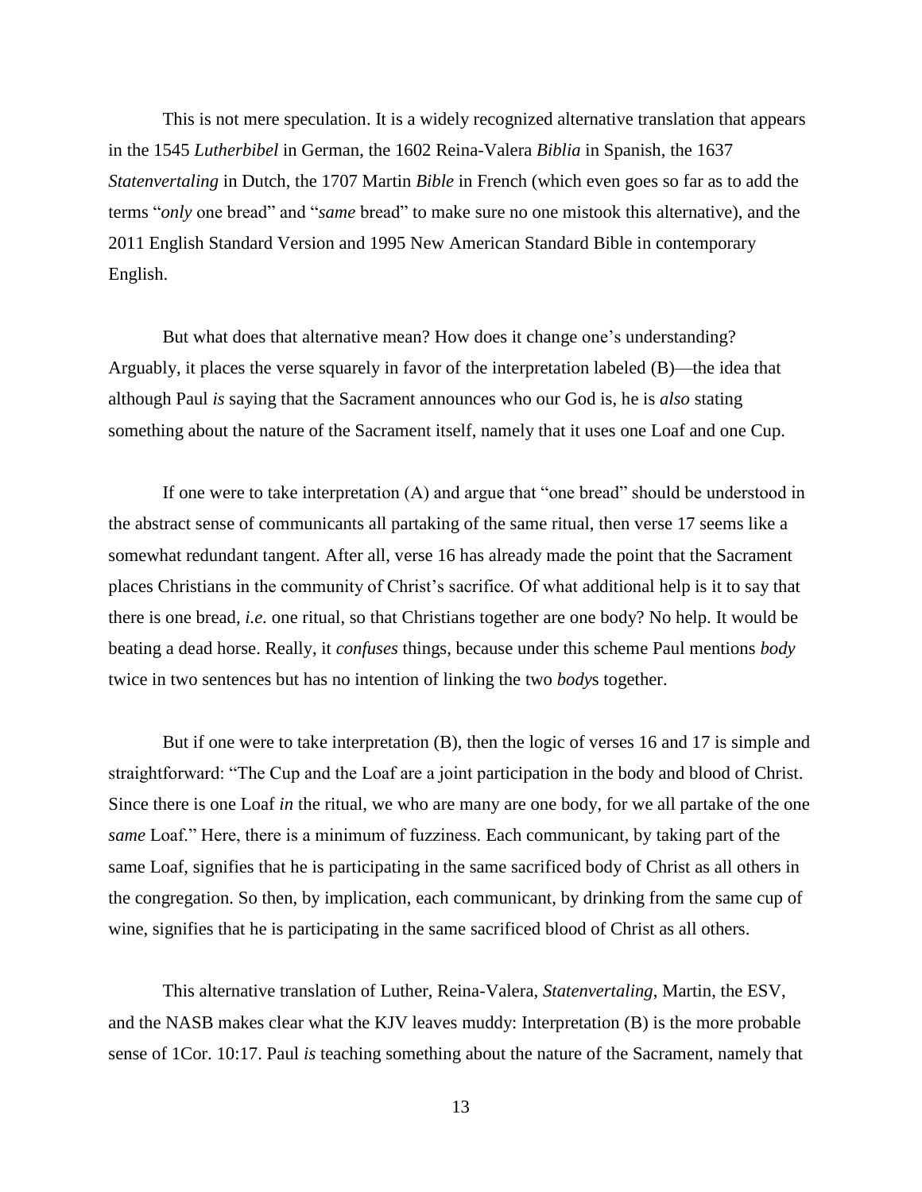This is not mere speculation. It is a widely recognized alternative translation that appears in the 1545 *Lutherbibel* in German, the 1602 Reina-Valera *Biblia* in Spanish, the 1637 *Statenvertaling* in Dutch, the 1707 Martin *Bible* in French (which even goes so far as to add the terms "*only* one bread" and "*same* bread" to make sure no one mistook this alternative), and the 2011 English Standard Version and 1995 New American Standard Bible in contemporary English.

But what does that alternative mean? How does it change one's understanding? Arguably, it places the verse squarely in favor of the interpretation labeled (B)—the idea that although Paul *is* saying that the Sacrament announces who our God is, he is *also* stating something about the nature of the Sacrament itself, namely that it uses one Loaf and one Cup.

If one were to take interpretation (A) and argue that "one bread" should be understood in the abstract sense of communicants all partaking of the same ritual, then verse 17 seems like a somewhat redundant tangent. After all, verse 16 has already made the point that the Sacrament places Christians in the community of Christ's sacrifice. Of what additional help is it to say that there is one bread, *i.e.* one ritual, so that Christians together are one body? No help. It would be beating a dead horse. Really, it *confuses* things, because under this scheme Paul mentions *body* twice in two sentences but has no intention of linking the two *body*s together.

But if one were to take interpretation (B), then the logic of verses 16 and 17 is simple and straightforward: "The Cup and the Loaf are a joint participation in the body and blood of Christ. Since there is one Loaf *in* the ritual, we who are many are one body, for we all partake of the one *same* Loaf." Here, there is a minimum of fuzziness. Each communicant, by taking part of the same Loaf, signifies that he is participating in the same sacrificed body of Christ as all others in the congregation. So then, by implication, each communicant, by drinking from the same cup of wine, signifies that he is participating in the same sacrificed blood of Christ as all others.

This alternative translation of Luther, Reina-Valera, *Statenvertaling*, Martin, the ESV, and the NASB makes clear what the KJV leaves muddy: Interpretation (B) is the more probable sense of 1Cor. 10:17. Paul *is* teaching something about the nature of the Sacrament, namely that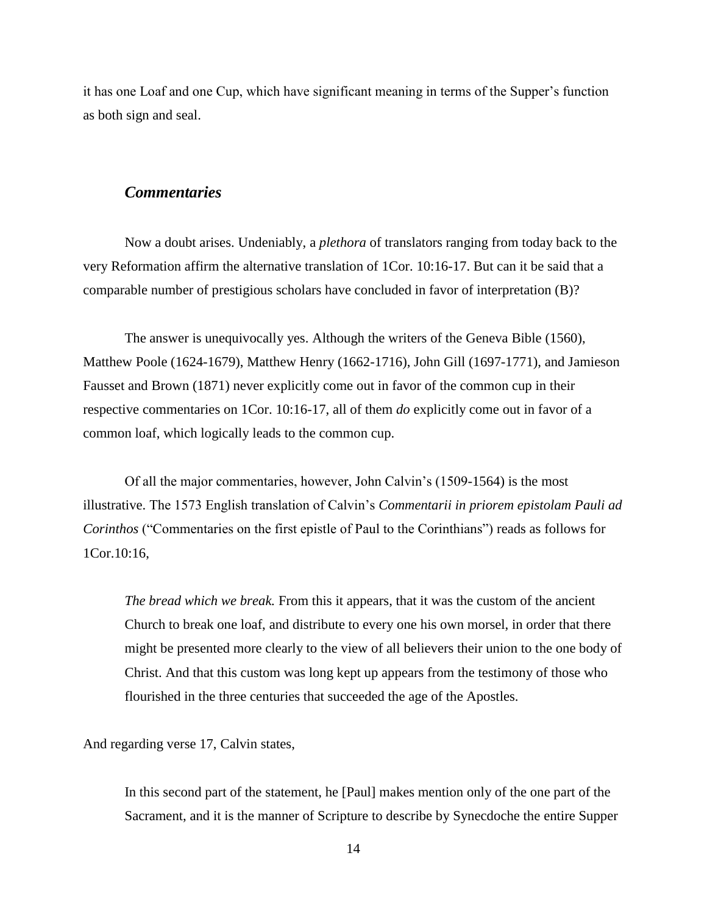it has one Loaf and one Cup, which have significant meaning in terms of the Supper's function as both sign and seal.

### *Commentaries*

Now a doubt arises. Undeniably, a *plethora* of translators ranging from today back to the very Reformation affirm the alternative translation of 1Cor. 10:16-17. But can it be said that a comparable number of prestigious scholars have concluded in favor of interpretation (B)?

The answer is unequivocally yes. Although the writers of the Geneva Bible (1560), Matthew Poole (1624-1679), Matthew Henry (1662-1716), John Gill (1697-1771), and Jamieson Fausset and Brown (1871) never explicitly come out in favor of the common cup in their respective commentaries on 1Cor. 10:16-17, all of them *do* explicitly come out in favor of a common loaf, which logically leads to the common cup.

Of all the major commentaries, however, John Calvin's (1509-1564) is the most illustrative. The 1573 English translation of Calvin's *Commentarii in priorem epistolam Pauli ad Corinthos* ("Commentaries on the first epistle of Paul to the Corinthians") reads as follows for 1Cor.10:16,

> *The bread which we break.* From this it appears, that it was the custom of the ancient Church to break one loaf, and distribute to every one his own morsel, in order that there might be presented more clearly to the view of all believers their union to the one body of Christ. And that this custom was long kept up appears from the testimony of those who flourished in the three centuries that succeeded the age of the Apostles.

And regarding verse 17, Calvin states,

> In this second part of the statement, he [Paul] makes mention only of the one part of the Sacrament, and it is the manner of Scripture to describe by Synecdoche the entire Supper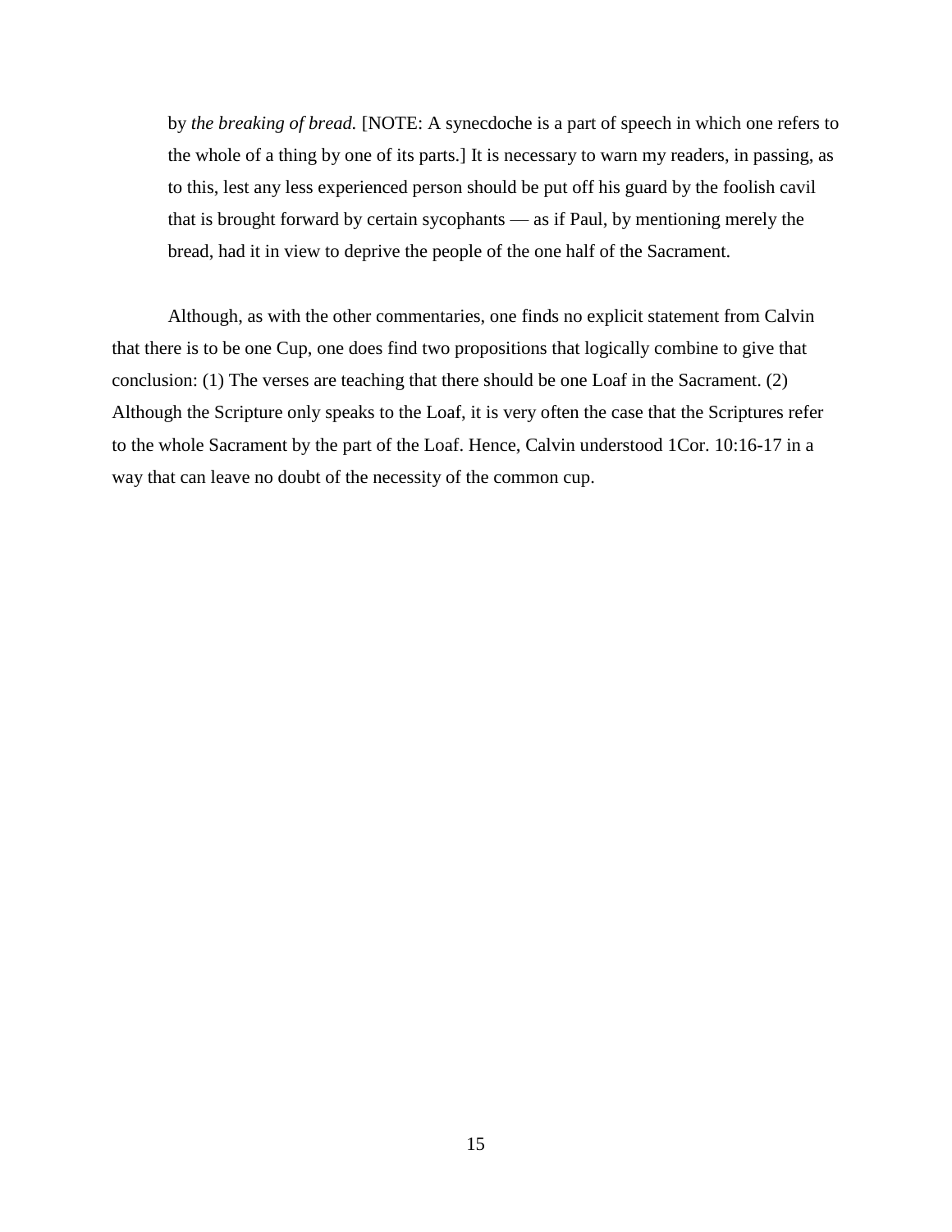> by *the breaking of bread.* [NOTE: A synecdoche is a part of speech in which one refers to the whole of a thing by one of its parts.] It is necessary to warn my readers, in passing, as to this, lest any less experienced person should be put off his guard by the foolish cavil that is brought forward by certain sycophants — as if Paul, by mentioning merely the bread, had it in view to deprive the people of the one half of the Sacrament.

Although, as with the other commentaries, one finds no explicit statement from Calvin that there is to be one Cup, one does find two propositions that logically combine to give that conclusion: (1) The verses are teaching that there should be one Loaf in the Sacrament. (2) Although the Scripture only speaks to the Loaf, it is very often the case that the Scriptures refer to the whole Sacrament by the part of the Loaf. Hence, Calvin understood 1Cor. 10:16-17 in a way that can leave no doubt of the necessity of the common cup.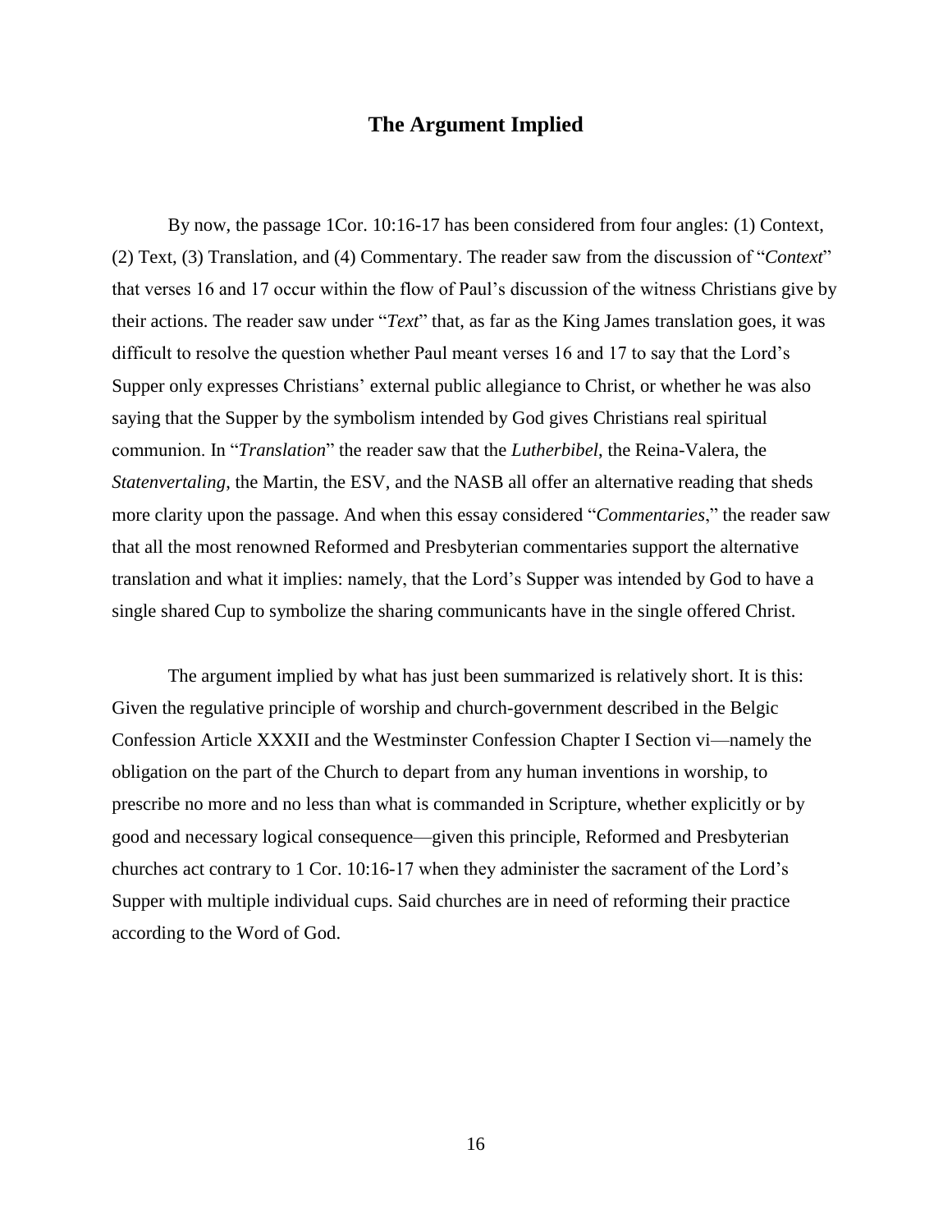## The Argument Implied

By now, the passage 1Cor. 10:16-17 has been considered from four angles: (1) Context, (2) Text, (3) Translation, and (4) Commentary. The reader saw from the discussion of "*Context*" that verses 16 and 17 occur within the flow of Paul's discussion of the witness Christians give by their actions. The reader saw under "*Text*" that, as far as the King James translation goes, it was difficult to resolve the question whether Paul meant verses 16 and 17 to say that the Lord's Supper only expresses Christians' external public allegiance to Christ, or whether he was also saying that the Supper by the symbolism intended by God gives Christians real spiritual communion. In "*Translation*" the reader saw that the *Lutherbibel*, the Reina-Valera, the *Statenvertaling*, the Martin, the ESV, and the NASB all offer an alternative reading that sheds more clarity upon the passage. And when this essay considered "*Commentaries*," the reader saw that all the most renowned Reformed and Presbyterian commentaries support the alternative translation and what it implies: namely, that the Lord's Supper was intended by God to have a single shared Cup to symbolize the sharing communicants have in the single offered Christ.

The argument implied by what has just been summarized is relatively short. It is this: Given the regulative principle of worship and church-government described in the Belgic Confession Article XXXII and the Westminster Confession Chapter I Section vi—namely the obligation on the part of the Church to depart from any human inventions in worship, to prescribe no more and no less than what is commanded in Scripture, whether explicitly or by good and necessary logical consequence—given this principle, Reformed and Presbyterian churches act contrary to 1 Cor. 10:16-17 when they administer the sacrament of the Lord's Supper with multiple individual cups. Said churches are in need of reforming their practice according to the Word of God.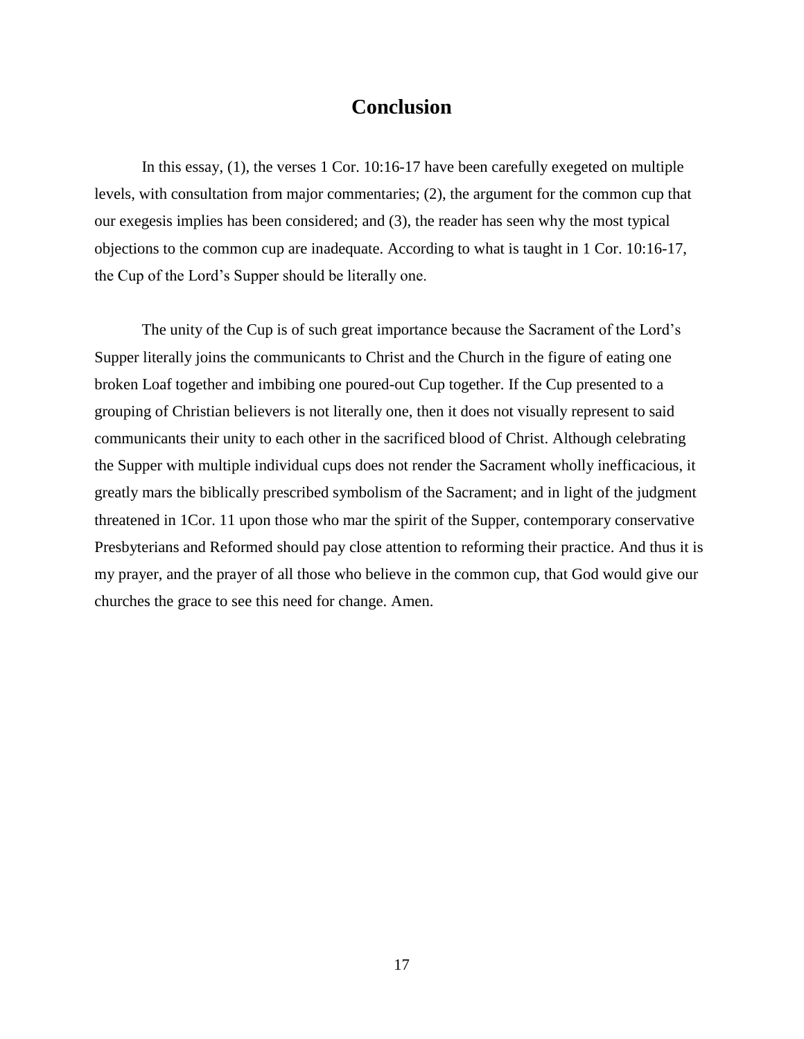# Conclusion

In this essay, (1), the verses 1 Cor. 10:16-17 have been carefully exegeted on multiple levels, with consultation from major commentaries; (2), the argument for the common cup that our exegesis implies has been considered; and (3), the reader has seen why the most typical objections to the common cup are inadequate. According to what is taught in 1 Cor. 10:16-17, the Cup of the Lord's Supper should be literally one.

The unity of the Cup is of such great importance because the Sacrament of the Lord's Supper literally joins the communicants to Christ and the Church in the figure of eating one broken Loaf together and imbibing one poured-out Cup together. If the Cup presented to a grouping of Christian believers is not literally one, then it does not visually represent to said communicants their unity to each other in the sacrificed blood of Christ. Although celebrating the Supper with multiple individual cups does not render the Sacrament wholly inefficacious, it greatly mars the biblically prescribed symbolism of the Sacrament; and in light of the judgment threatened in 1Cor. 11 upon those who mar the spirit of the Supper, contemporary conservative Presbyterians and Reformed should pay close attention to reforming their practice. And thus it is my prayer, and the prayer of all those who believe in the common cup, that God would give our churches the grace to see this need for change. Amen.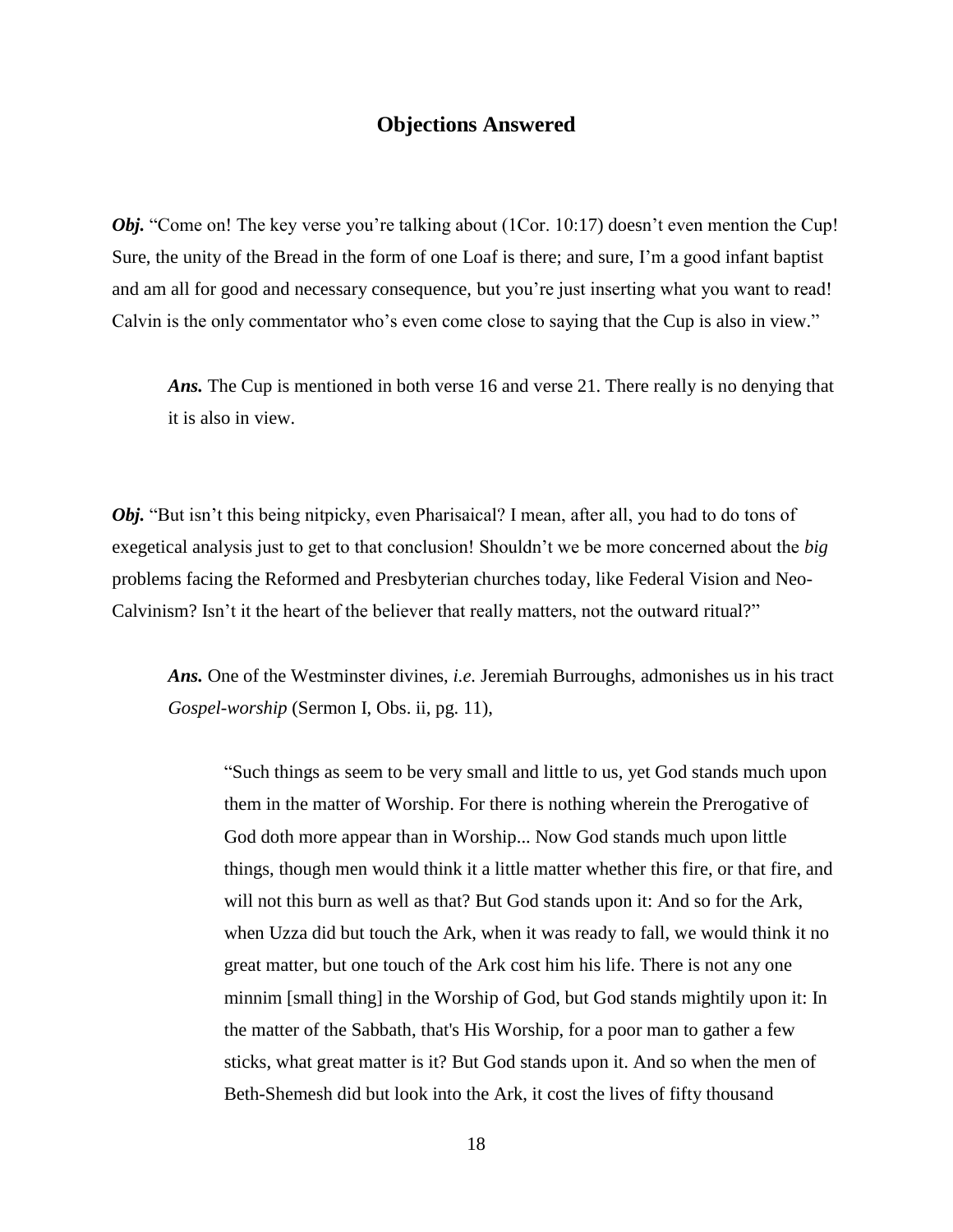## Objections Answered

***Obj.*** "Come on! The key verse you're talking about (1Cor. 10:17) doesn't even mention the Cup! Sure, the unity of the Bread in the form of one Loaf is there; and sure, I'm a good infant baptist and am all for good and necessary consequence, but you're just inserting what you want to read! Calvin is the only commentator who's even come close to saying that the Cup is also in view."

> ***Ans.*** The Cup is mentioned in both verse 16 and verse 21. There really is no denying that it is also in view.

***Obj.*** "But isn't this being nitpicky, even Pharisaical? I mean, after all, you had to do tons of exegetical analysis just to get to that conclusion! Shouldn't we be more concerned about the *big* problems facing the Reformed and Presbyterian churches today, like Federal Vision and Neo-Calvinism? Isn't it the heart of the believer that really matters, not the outward ritual?"

> ***Ans.*** One of the Westminster divines, *i.e.* Jeremiah Burroughs, admonishes us in his tract *Gospel-worship* (Sermon I, Obs. ii, pg. 11),
>
> > "Such things as seem to be very small and little to us, yet God stands much upon them in the matter of Worship. For there is nothing wherein the Prerogative of God doth more appear than in Worship... Now God stands much upon little things, though men would think it a little matter whether this fire, or that fire, and will not this burn as well as that? But God stands upon it: And so for the Ark, when Uzza did but touch the Ark, when it was ready to fall, we would think it no great matter, but one touch of the Ark cost him his life. There is not any one minnim [small thing] in the Worship of God, but God stands mightily upon it: In the matter of the Sabbath, that's His Worship, for a poor man to gather a few sticks, what great matter is it? But God stands upon it. And so when the men of Beth-Shemesh did but look into the Ark, it cost the lives of fifty thousand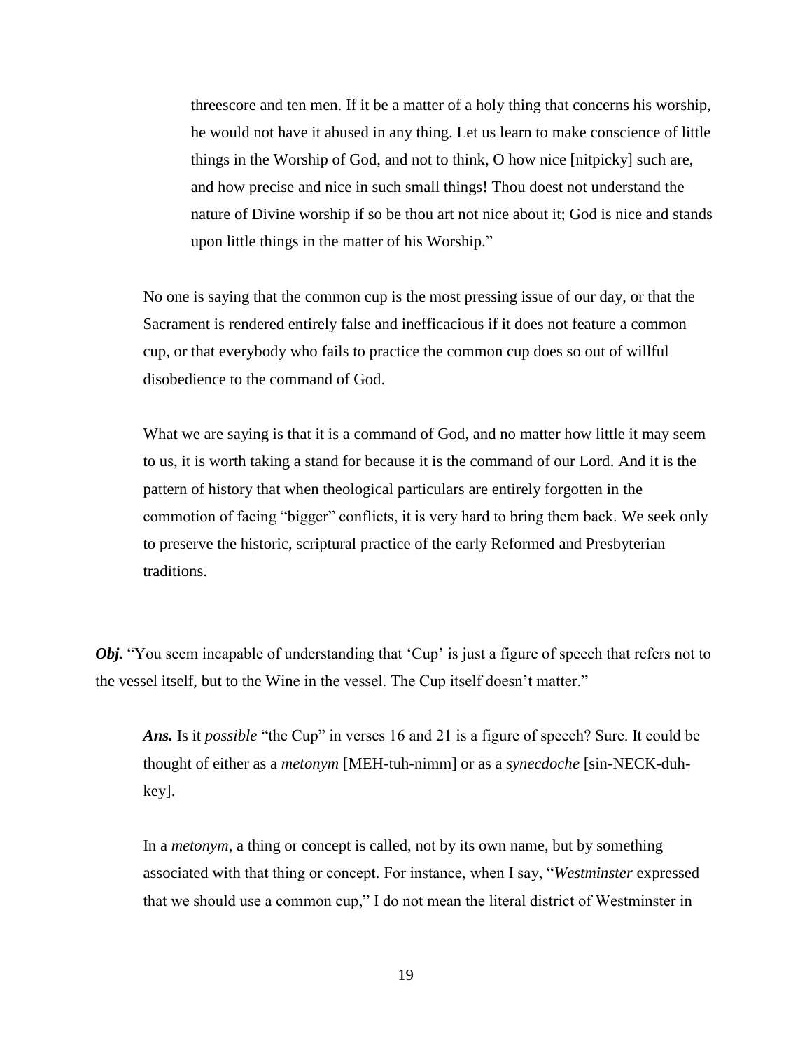> threescore and ten men. If it be a matter of a holy thing that concerns his worship, he would not have it abused in any thing. Let us learn to make conscience of little things in the Worship of God, and not to think, O how nice [nitpicky] such are, and how precise and nice in such small things! Thou doest not understand the nature of Divine worship if so be thou art not nice about it; God is nice and stands upon little things in the matter of his Worship."

No one is saying that the common cup is the most pressing issue of our day, or that the Sacrament is rendered entirely false and inefficacious if it does not feature a common cup, or that everybody who fails to practice the common cup does so out of willful disobedience to the command of God.

What we are saying is that it is a command of God, and no matter how little it may seem to us, it is worth taking a stand for because it is the command of our Lord. And it is the pattern of history that when theological particulars are entirely forgotten in the commotion of facing "bigger" conflicts, it is very hard to bring them back. We seek only to preserve the historic, scriptural practice of the early Reformed and Presbyterian traditions.

***Obj.*** "You seem incapable of understanding that 'Cup' is just a figure of speech that refers not to the vessel itself, but to the Wine in the vessel. The Cup itself doesn't matter."

***Ans.*** Is it *possible* "the Cup" in verses 16 and 21 is a figure of speech? Sure. It could be thought of either as a *metonym* [MEH-tuh-nimm] or as a *synecdoche* [sin-NECK-duh-key].

In a *metonym*, a thing or concept is called, not by its own name, but by something associated with that thing or concept. For instance, when I say, "*Westminster* expressed that we should use a common cup," I do not mean the literal district of Westminster in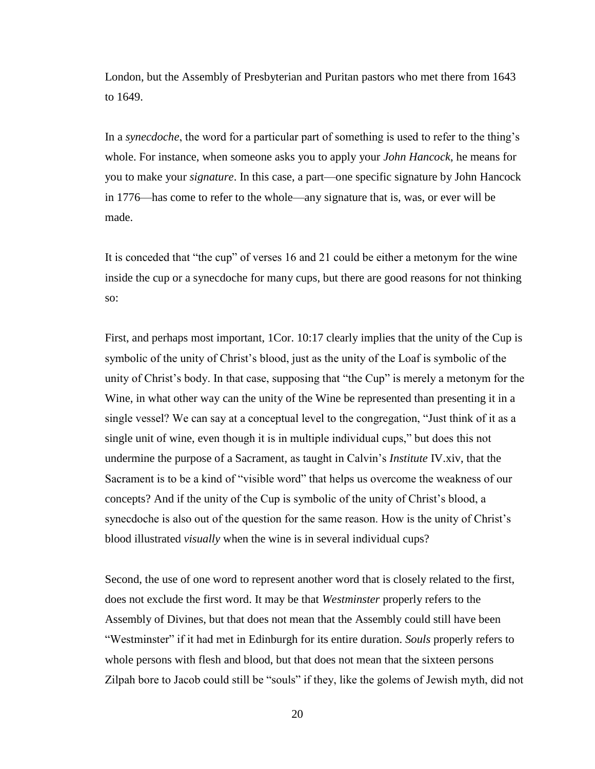London, but the Assembly of Presbyterian and Puritan pastors who met there from 1643 to 1649.

In a *synecdoche*, the word for a particular part of something is used to refer to the thing's whole. For instance, when someone asks you to apply your *John Hancock*, he means for you to make your *signature*. In this case, a part—one specific signature by John Hancock in 1776—has come to refer to the whole—any signature that is, was, or ever will be made.

It is conceded that "the cup" of verses 16 and 21 could be either a metonym for the wine inside the cup or a synecdoche for many cups, but there are good reasons for not thinking so:

First, and perhaps most important, 1Cor. 10:17 clearly implies that the unity of the Cup is symbolic of the unity of Christ's blood, just as the unity of the Loaf is symbolic of the unity of Christ's body. In that case, supposing that "the Cup" is merely a metonym for the Wine, in what other way can the unity of the Wine be represented than presenting it in a single vessel? We can say at a conceptual level to the congregation, "Just think of it as a single unit of wine, even though it is in multiple individual cups," but does this not undermine the purpose of a Sacrament, as taught in Calvin's *Institute* IV.xiv, that the Sacrament is to be a kind of "visible word" that helps us overcome the weakness of our concepts? And if the unity of the Cup is symbolic of the unity of Christ's blood, a synecdoche is also out of the question for the same reason. How is the unity of Christ's blood illustrated *visually* when the wine is in several individual cups?

Second, the use of one word to represent another word that is closely related to the first, does not exclude the first word. It may be that *Westminster* properly refers to the Assembly of Divines, but that does not mean that the Assembly could still have been "Westminster" if it had met in Edinburgh for its entire duration. *Souls* properly refers to whole persons with flesh and blood, but that does not mean that the sixteen persons Zilpah bore to Jacob could still be "souls" if they, like the golems of Jewish myth, did not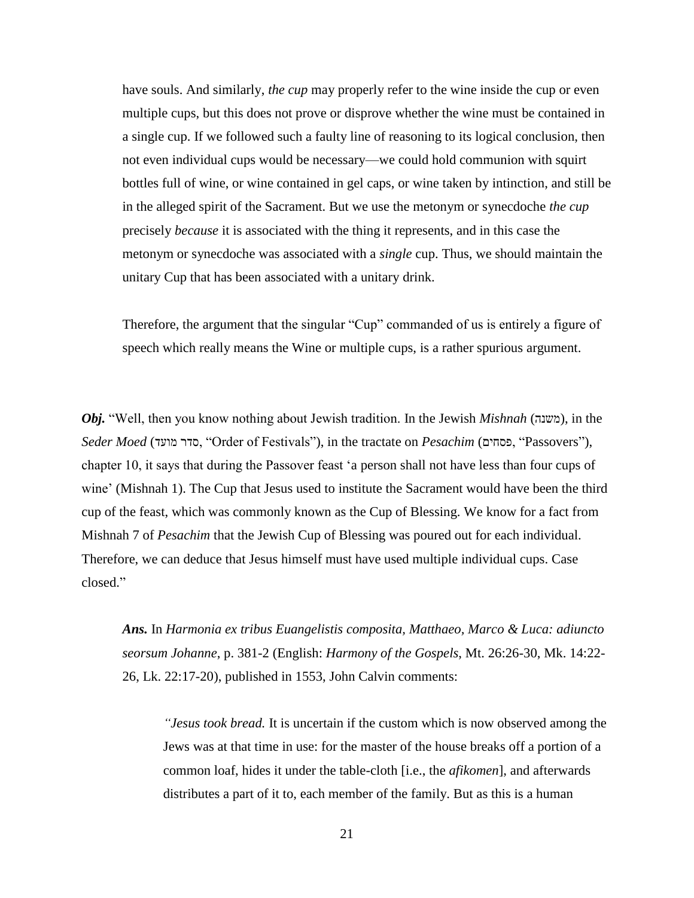have souls. And similarly, *the cup* may properly refer to the wine inside the cup or even multiple cups, but this does not prove or disprove whether the wine must be contained in a single cup. If we followed such a faulty line of reasoning to its logical conclusion, then not even individual cups would be necessary—we could hold communion with squirt bottles full of wine, or wine contained in gel caps, or wine taken by intinction, and still be in the alleged spirit of the Sacrament. But we use the metonym or synecdoche *the cup* precisely *because* it is associated with the thing it represents, and in this case the metonym or synecdoche was associated with a *single* cup. Thus, we should maintain the unitary Cup that has been associated with a unitary drink.

> Therefore, the argument that the singular "Cup" commanded of us is entirely a figure of speech which really means the Wine or multiple cups, is a rather spurious argument.

***Obj.*** "Well, then you know nothing about Jewish tradition. In the Jewish *Mishnah* (משנה), in the *Seder Moed* (סדר מועד, "Order of Festivals"), in the tractate on *Pesachim* (פסחים, "Passovers"), chapter 10, it says that during the Passover feast 'a person shall not have less than four cups of wine' (Mishnah 1). The Cup that Jesus used to institute the Sacrament would have been the third cup of the feast, which was commonly known as the Cup of Blessing. We know for a fact from Mishnah 7 of *Pesachim* that the Jewish Cup of Blessing was poured out for each individual. Therefore, we can deduce that Jesus himself must have used multiple individual cups. Case closed."

> ***Ans.*** In *Harmonia ex tribus Euangelistis composita, Matthaeo, Marco & Luca: adiuncto seorsum Johanne*, p. 381-2 (English: *Harmony of the Gospels*, Mt. 26:26-30, Mk. 14:22-26, Lk. 22:17-20), published in 1553, John Calvin comments:
>
> > "*Jesus took bread.* It is uncertain if the custom which is now observed among the Jews was at that time in use: for the master of the house breaks off a portion of a common loaf, hides it under the table-cloth [i.e., the *afikomen*], and afterwards distributes a part of it to, each member of the family. But as this is a human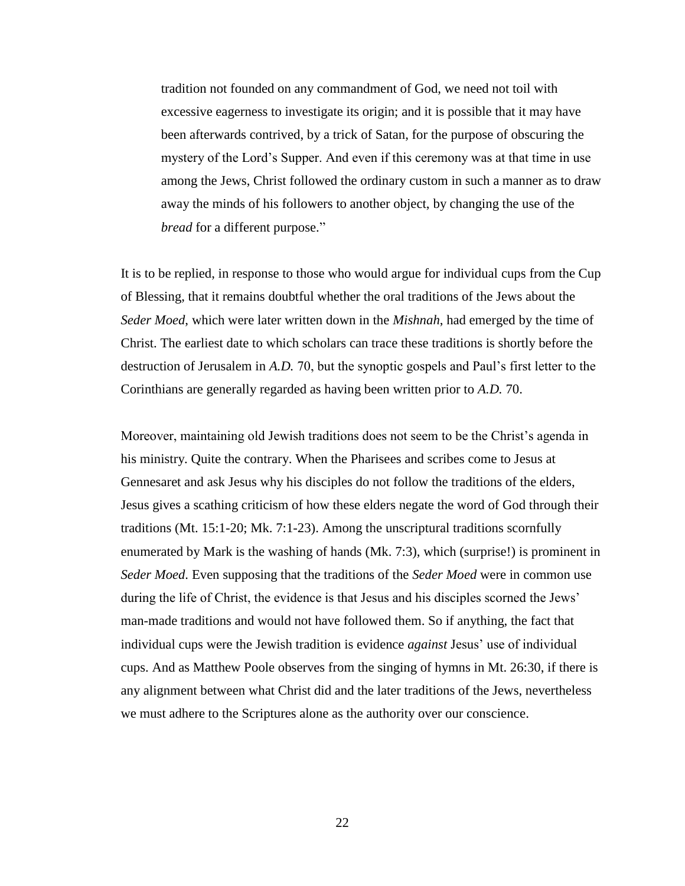> tradition not founded on any commandment of God, we need not toil with excessive eagerness to investigate its origin; and it is possible that it may have been afterwards contrived, by a trick of Satan, for the purpose of obscuring the mystery of the Lord's Supper. And even if this ceremony was at that time in use among the Jews, Christ followed the ordinary custom in such a manner as to draw away the minds of his followers to another object, by changing the use of the *bread* for a different purpose."

It is to be replied, in response to those who would argue for individual cups from the Cup of Blessing, that it remains doubtful whether the oral traditions of the Jews about the *Seder Moed*, which were later written down in the *Mishnah*, had emerged by the time of Christ. The earliest date to which scholars can trace these traditions is shortly before the destruction of Jerusalem in *A.D.* 70, but the synoptic gospels and Paul's first letter to the Corinthians are generally regarded as having been written prior to *A.D.* 70.

Moreover, maintaining old Jewish traditions does not seem to be the Christ's agenda in his ministry. Quite the contrary. When the Pharisees and scribes come to Jesus at Gennesaret and ask Jesus why his disciples do not follow the traditions of the elders, Jesus gives a scathing criticism of how these elders negate the word of God through their traditions (Mt. 15:1-20; Mk. 7:1-23). Among the unscriptural traditions scornfully enumerated by Mark is the washing of hands (Mk. 7:3), which (surprise!) is prominent in *Seder Moed*. Even supposing that the traditions of the *Seder Moed* were in common use during the life of Christ, the evidence is that Jesus and his disciples scorned the Jews' man-made traditions and would not have followed them. So if anything, the fact that individual cups were the Jewish tradition is evidence *against* Jesus' use of individual cups. And as Matthew Poole observes from the singing of hymns in Mt. 26:30, if there is any alignment between what Christ did and the later traditions of the Jews, nevertheless we must adhere to the Scriptures alone as the authority over our conscience.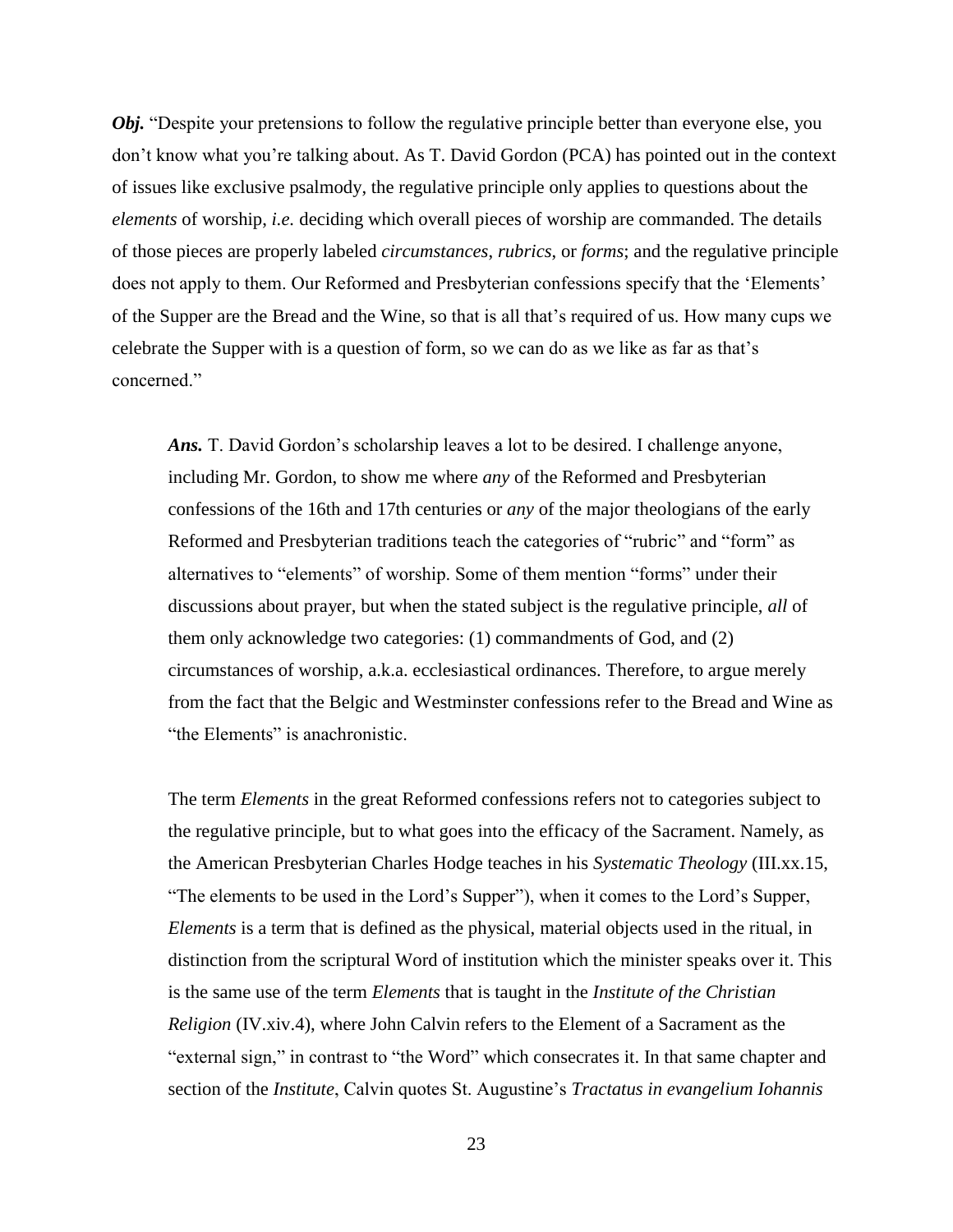***Obj.*** "Despite your pretensions to follow the regulative principle better than everyone else, you don't know what you're talking about. As T. David Gordon (PCA) has pointed out in the context of issues like exclusive psalmody, the regulative principle only applies to questions about the *elements* of worship, *i.e.* deciding which overall pieces of worship are commanded. The details of those pieces are properly labeled *circumstances*, *rubrics*, or *forms*; and the regulative principle does not apply to them. Our Reformed and Presbyterian confessions specify that the 'Elements' of the Supper are the Bread and the Wine, so that is all that's required of us. How many cups we celebrate the Supper with is a question of form, so we can do as we like as far as that's concerned."

> ***Ans.*** T. David Gordon's scholarship leaves a lot to be desired. I challenge anyone, including Mr. Gordon, to show me where *any* of the Reformed and Presbyterian confessions of the 16th and 17th centuries or *any* of the major theologians of the early Reformed and Presbyterian traditions teach the categories of "rubric" and "form" as alternatives to "elements" of worship. Some of them mention "forms" under their discussions about prayer, but when the stated subject is the regulative principle, *all* of them only acknowledge two categories: (1) commandments of God, and (2) circumstances of worship, a.k.a. ecclesiastical ordinances. Therefore, to argue merely from the fact that the Belgic and Westminster confessions refer to the Bread and Wine as "the Elements" is anachronistic.
>
> The term *Elements* in the great Reformed confessions refers not to categories subject to the regulative principle, but to what goes into the efficacy of the Sacrament. Namely, as the American Presbyterian Charles Hodge teaches in his *Systematic Theology* (III.xx.15, "The elements to be used in the Lord's Supper"), when it comes to the Lord's Supper, *Elements* is a term that is defined as the physical, material objects used in the ritual, in distinction from the scriptural Word of institution which the minister speaks over it. This is the same use of the term *Elements* that is taught in the *Institute of the Christian Religion* (IV.xiv.4), where John Calvin refers to the Element of a Sacrament as the "external sign," in contrast to "the Word" which consecrates it. In that same chapter and section of the *Institute*, Calvin quotes St. Augustine's *Tractatus in evangelium Iohannis*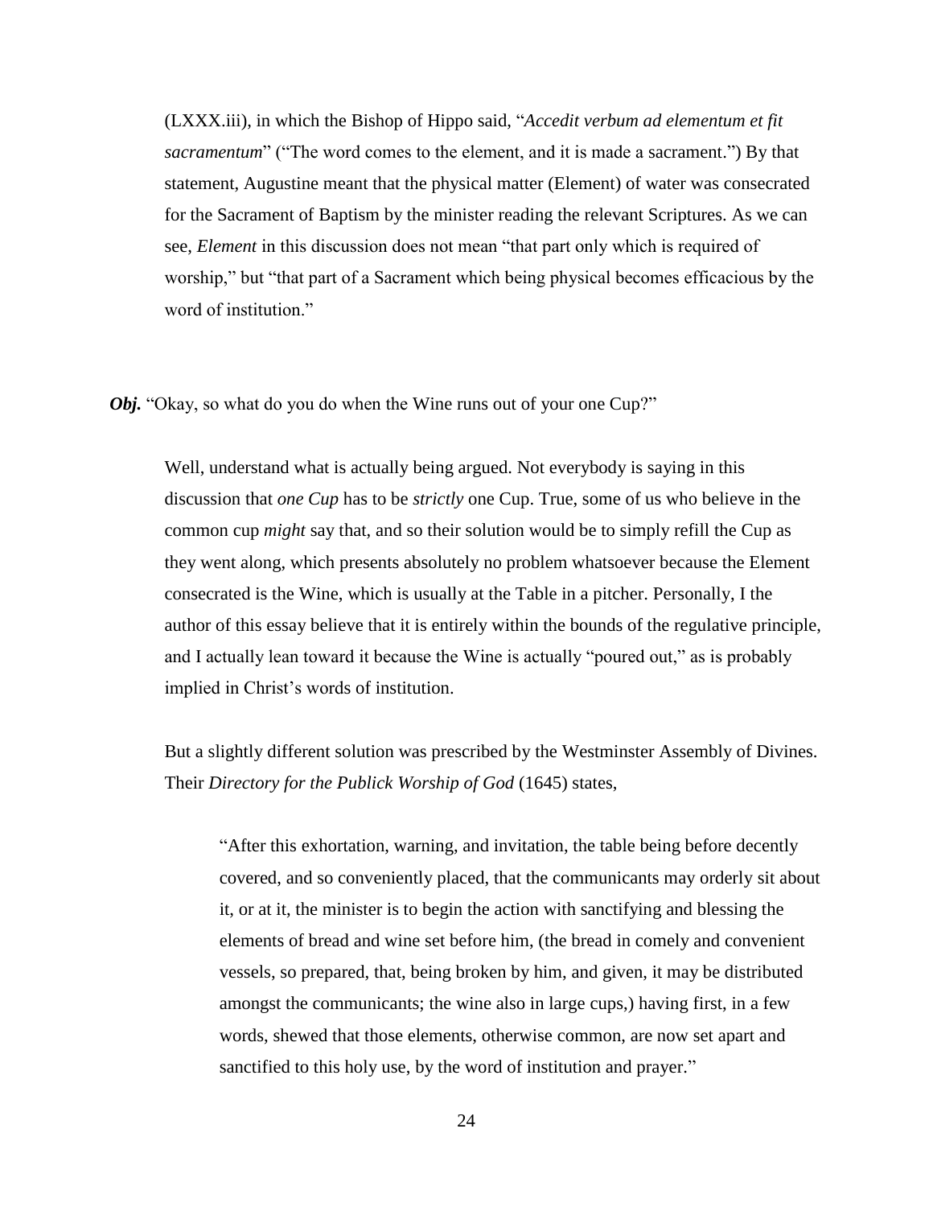(LXXX.iii), in which the Bishop of Hippo said, "*Accedit verbum ad elementum et fit sacramentum*" ("The word comes to the element, and it is made a sacrament.") By that statement, Augustine meant that the physical matter (Element) of water was consecrated for the Sacrament of Baptism by the minister reading the relevant Scriptures. As we can see, *Element* in this discussion does not mean "that part only which is required of worship," but "that part of a Sacrament which being physical becomes efficacious by the word of institution."

***Obj.*** "Okay, so what do you do when the Wine runs out of your one Cup?"

Well, understand what is actually being argued. Not everybody is saying in this discussion that *one Cup* has to be *strictly* one Cup. True, some of us who believe in the common cup *might* say that, and so their solution would be to simply refill the Cup as they went along, which presents absolutely no problem whatsoever because the Element consecrated is the Wine, which is usually at the Table in a pitcher. Personally, I the author of this essay believe that it is entirely within the bounds of the regulative principle, and I actually lean toward it because the Wine is actually "poured out," as is probably implied in Christ's words of institution.

But a slightly different solution was prescribed by the Westminster Assembly of Divines. Their *Directory for the Publick Worship of God* (1645) states,

> "After this exhortation, warning, and invitation, the table being before decently covered, and so conveniently placed, that the communicants may orderly sit about it, or at it, the minister is to begin the action with sanctifying and blessing the elements of bread and wine set before him, (the bread in comely and convenient vessels, so prepared, that, being broken by him, and given, it may be distributed amongst the communicants; the wine also in large cups,) having first, in a few words, shewed that those elements, otherwise common, are now set apart and sanctified to this holy use, by the word of institution and prayer."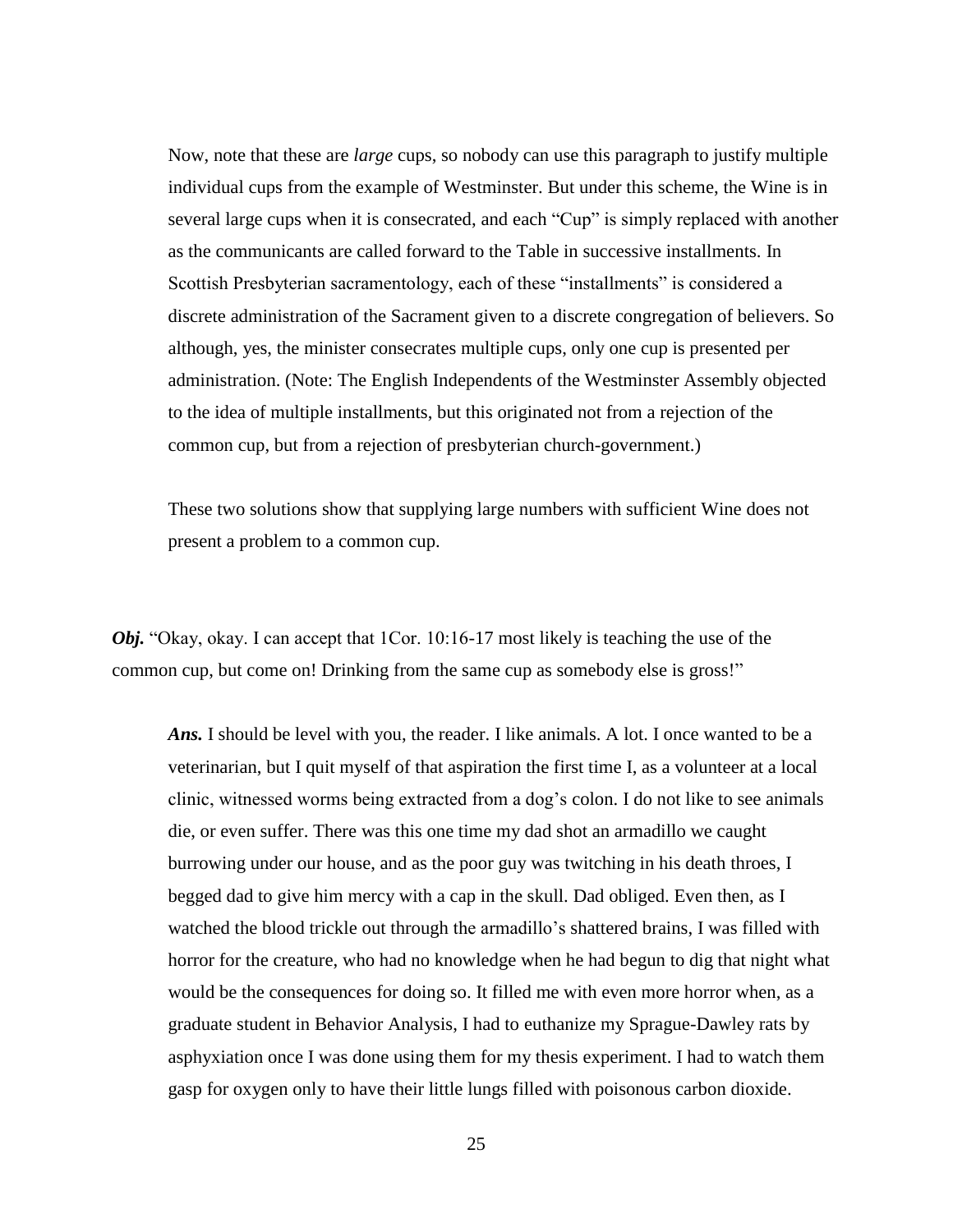Now, note that these are *large* cups, so nobody can use this paragraph to justify multiple individual cups from the example of Westminster. But under this scheme, the Wine is in several large cups when it is consecrated, and each "Cup" is simply replaced with another as the communicants are called forward to the Table in successive installments. In Scottish Presbyterian sacramentology, each of these "installments" is considered a discrete administration of the Sacrament given to a discrete congregation of believers. So although, yes, the minister consecrates multiple cups, only one cup is presented per administration. (Note: The English Independents of the Westminster Assembly objected to the idea of multiple installments, but this originated not from a rejection of the common cup, but from a rejection of presbyterian church-government.)

These two solutions show that supplying large numbers with sufficient Wine does not present a problem to a common cup.

***Obj.*** "Okay, okay. I can accept that 1Cor. 10:16-17 most likely is teaching the use of the common cup, but come on! Drinking from the same cup as somebody else is gross!"

***Ans.*** I should be level with you, the reader. I like animals. A lot. I once wanted to be a veterinarian, but I quit myself of that aspiration the first time I, as a volunteer at a local clinic, witnessed worms being extracted from a dog's colon. I do not like to see animals die, or even suffer. There was this one time my dad shot an armadillo we caught burrowing under our house, and as the poor guy was twitching in his death throes, I begged dad to give him mercy with a cap in the skull. Dad obliged. Even then, as I watched the blood trickle out through the armadillo's shattered brains, I was filled with horror for the creature, who had no knowledge when he had begun to dig that night what would be the consequences for doing so. It filled me with even more horror when, as a graduate student in Behavior Analysis, I had to euthanize my Sprague-Dawley rats by asphyxiation once I was done using them for my thesis experiment. I had to watch them gasp for oxygen only to have their little lungs filled with poisonous carbon dioxide.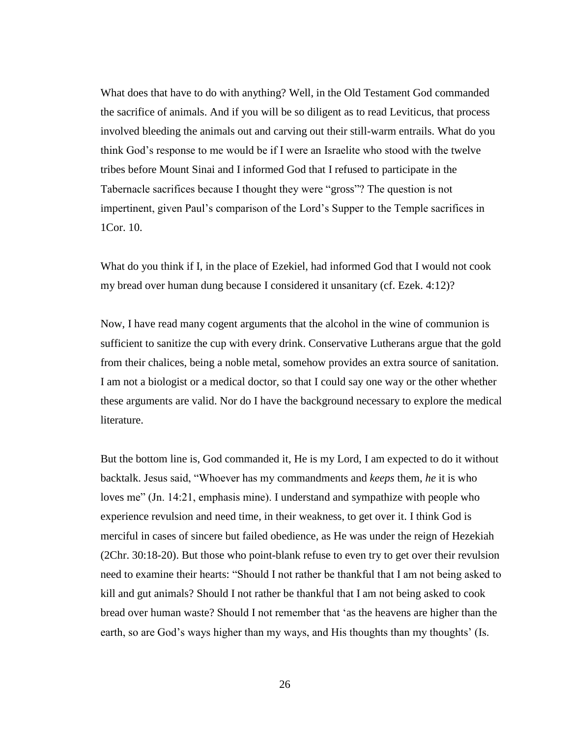What does that have to do with anything? Well, in the Old Testament God commanded the sacrifice of animals. And if you will be so diligent as to read Leviticus, that process involved bleeding the animals out and carving out their still-warm entrails. What do you think God's response to me would be if I were an Israelite who stood with the twelve tribes before Mount Sinai and I informed God that I refused to participate in the Tabernacle sacrifices because I thought they were "gross"? The question is not impertinent, given Paul's comparison of the Lord's Supper to the Temple sacrifices in 1Cor. 10.

What do you think if I, in the place of Ezekiel, had informed God that I would not cook my bread over human dung because I considered it unsanitary (cf. Ezek. 4:12)?

Now, I have read many cogent arguments that the alcohol in the wine of communion is sufficient to sanitize the cup with every drink. Conservative Lutherans argue that the gold from their chalices, being a noble metal, somehow provides an extra source of sanitation. I am not a biologist or a medical doctor, so that I could say one way or the other whether these arguments are valid. Nor do I have the background necessary to explore the medical literature.

But the bottom line is, God commanded it, He is my Lord, I am expected to do it without backtalk. Jesus said, "Whoever has my commandments and *keeps* them, *he* it is who loves me" (Jn. 14:21, emphasis mine). I understand and sympathize with people who experience revulsion and need time, in their weakness, to get over it. I think God is merciful in cases of sincere but failed obedience, as He was under the reign of Hezekiah (2Chr. 30:18-20). But those who point-blank refuse to even try to get over their revulsion need to examine their hearts: "Should I not rather be thankful that I am not being asked to kill and gut animals? Should I not rather be thankful that I am not being asked to cook bread over human waste? Should I not remember that 'as the heavens are higher than the earth, so are God's ways higher than my ways, and His thoughts than my thoughts' (Is.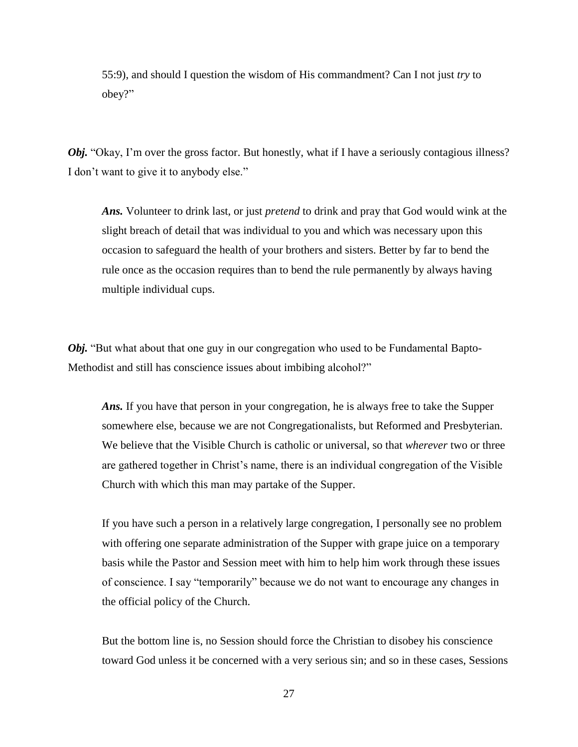55:9), and should I question the wisdom of His commandment? Can I not just *try* to obey?"

***Obj.*** "Okay, I'm over the gross factor. But honestly, what if I have a seriously contagious illness? I don't want to give it to anybody else."

> ***Ans.*** Volunteer to drink last, or just *pretend* to drink and pray that God would wink at the slight breach of detail that was individual to you and which was necessary upon this occasion to safeguard the health of your brothers and sisters. Better by far to bend the rule once as the occasion requires than to bend the rule permanently by always having multiple individual cups.

***Obj.*** "But what about that one guy in our congregation who used to be Fundamental Bapto-Methodist and still has conscience issues about imbibing alcohol?"

> ***Ans.*** If you have that person in your congregation, he is always free to take the Supper somewhere else, because we are not Congregationalists, but Reformed and Presbyterian. We believe that the Visible Church is catholic or universal, so that *wherever* two or three are gathered together in Christ's name, there is an individual congregation of the Visible Church with which this man may partake of the Supper.
>
> If you have such a person in a relatively large congregation, I personally see no problem with offering one separate administration of the Supper with grape juice on a temporary basis while the Pastor and Session meet with him to help him work through these issues of conscience. I say "temporarily" because we do not want to encourage any changes in the official policy of the Church.
>
> But the bottom line is, no Session should force the Christian to disobey his conscience toward God unless it be concerned with a very serious sin; and so in these cases, Sessions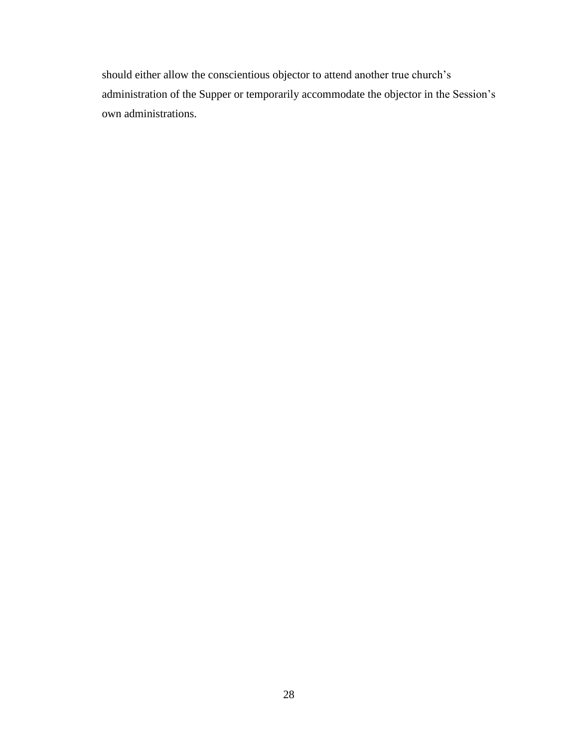should either allow the conscientious objector to attend another true church's administration of the Supper or temporarily accommodate the objector in the Session's own administrations.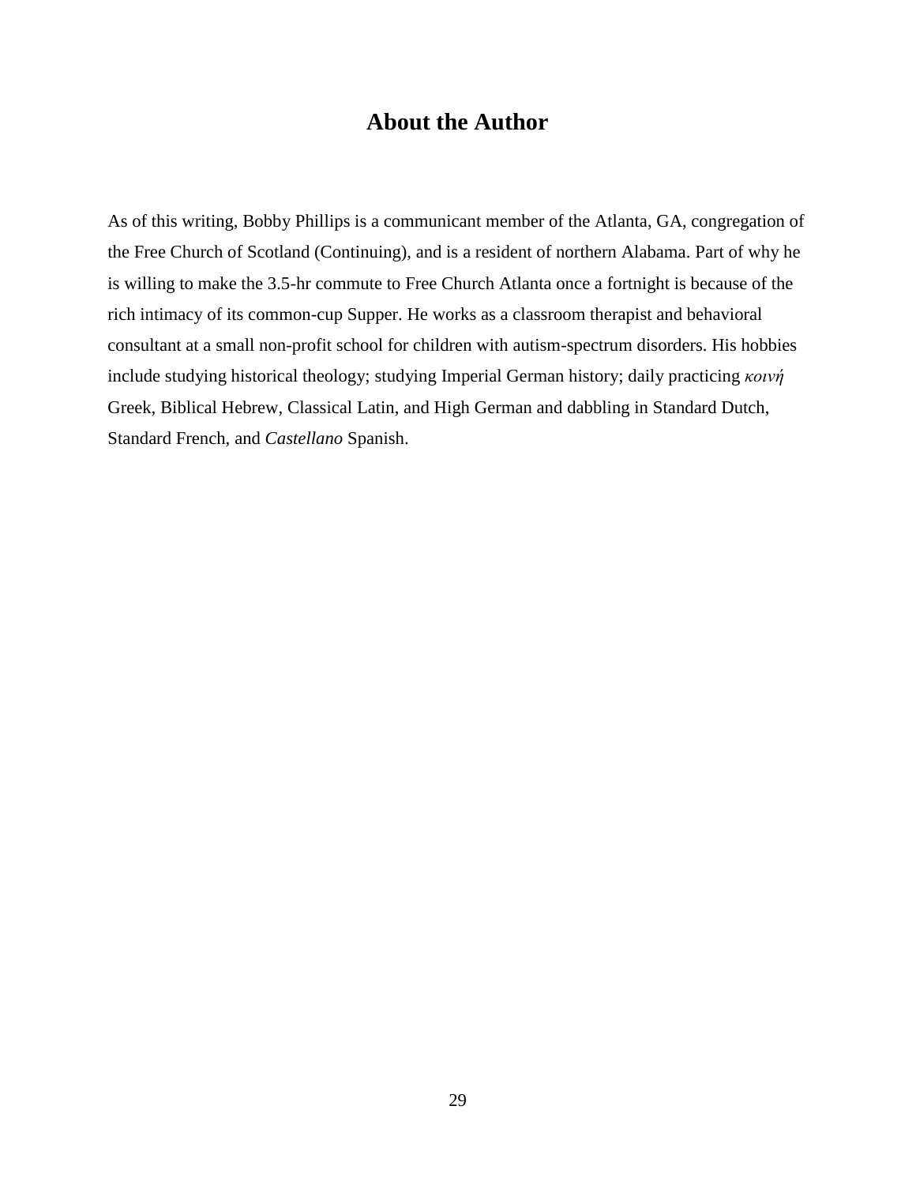## About the Author

As of this writing, Bobby Phillips is a communicant member of the Atlanta, GA, congregation of the Free Church of Scotland (Continuing), and is a resident of northern Alabama. Part of why he is willing to make the 3.5-hr commute to Free Church Atlanta once a fortnight is because of the rich intimacy of its common-cup Supper. He works as a classroom therapist and behavioral consultant at a small non-profit school for children with autism-spectrum disorders. His hobbies include studying historical theology; studying Imperial German history; daily practicing *κοινή* Greek, Biblical Hebrew, Classical Latin, and High German and dabbling in Standard Dutch, Standard French, and *Castellano* Spanish.